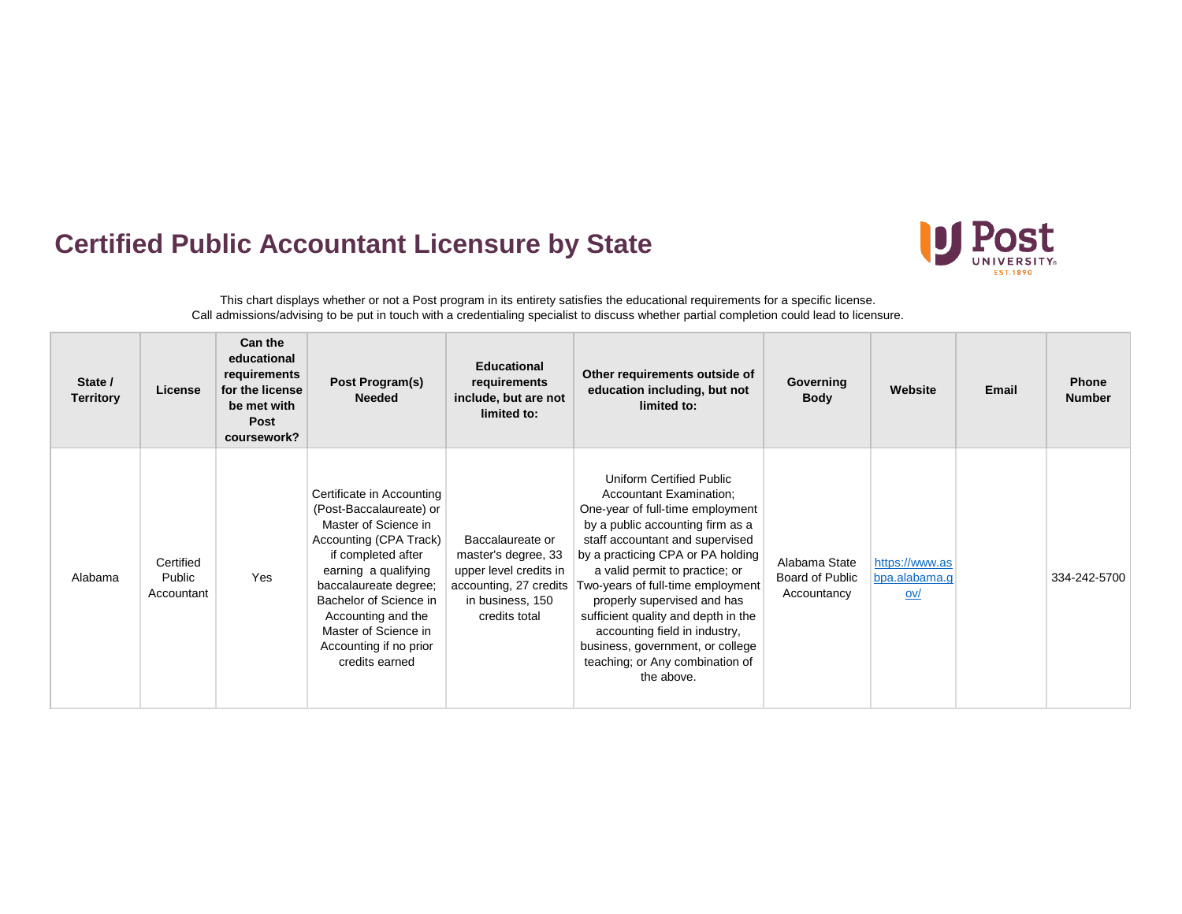# Certified Public Accountant Licensure by State

This chart displays whether or not a Post program in its entirety satisfies the educational requirements for a specific license.
Call admissions/advising to be put in touch with a credentialing specialist to discuss whether partial completion could lead to licensure.

| State / Territory | License | Can the educational requirements for the license be met with Post coursework? | Post Program(s) Needed | Educational requirements include, but are not limited to: | Other requirements outside of education including, but not limited to: | Governing Body | Website | Email | Phone Number |
|---|---|---|---|---|---|---|---|---|---|
| Alabama | Certified Public Accountant | Yes | Certificate in Accounting (Post-Baccalaureate) or Master of Science in Accounting (CPA Track) if completed after earning a qualifying baccalaureate degree; Bachelor of Science in Accounting and the Master of Science in Accounting if no prior credits earned | Baccalaureate or master's degree, 33 upper level credits in accounting, 27 credits in business, 150 credits total | Uniform Certified Public Accountant Examination; One-year of full-time employment by a public accounting firm as a staff accountant and supervised by a practicing CPA or PA holding a valid permit to practice; or Two-years of full-time employment properly supervised and has sufficient quality and depth in the accounting field in industry, business, government, or college teaching; or Any combination of the above. | Alabama State Board of Public Accountancy | https://www.asbpa.alabama.gov/ | | 334-242-5700 |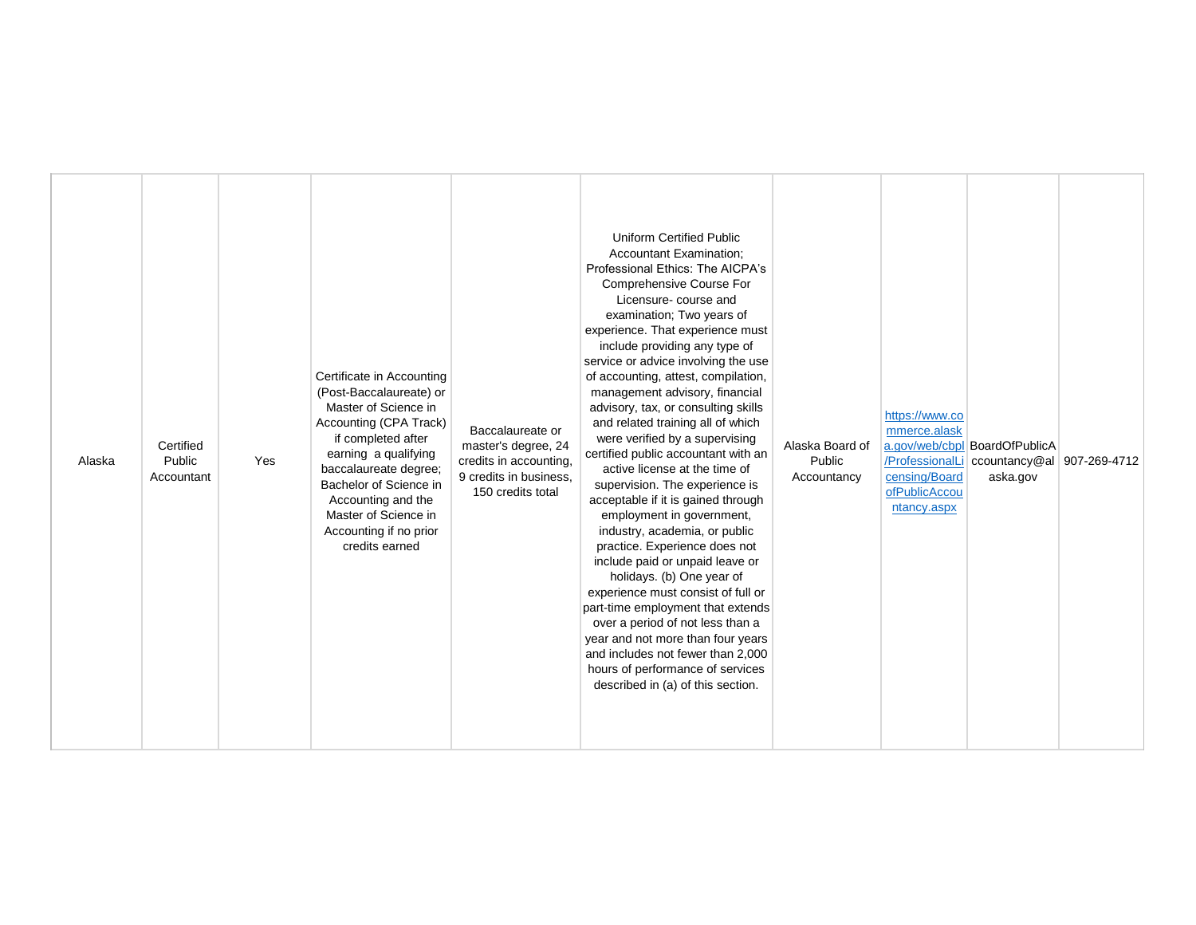| | | | | | | | | | |
|---|---|---|---|---|---|---|---|---|---|
| Alaska | Certified Public Accountant | Yes | Certificate in Accounting (Post-Baccalaureate) or Master of Science in Accounting (CPA Track) if completed after earning a qualifying baccalaureate degree; Bachelor of Science in Accounting and the Master of Science in Accounting if no prior credits earned | Baccalaureate or master's degree, 24 credits in accounting, 9 credits in business, 150 credits total | Uniform Certified Public Accountant Examination; Professional Ethics: The AICPA's Comprehensive Course For Licensure- course and examination; Two years of experience. That experience must include providing any type of service or advice involving the use of accounting, attest, compilation, management advisory, financial advisory, tax, or consulting skills and related training all of which were verified by a supervising certified public accountant with an active license at the time of supervision. The experience is acceptable if it is gained through employment in government, industry, academia, or public practice. Experience does not include paid or unpaid leave or holidays. (b) One year of experience must consist of full or part-time employment that extends over a period of not less than a year and not more than four years and includes not fewer than 2,000 hours of performance of services described in (a) of this section. | Alaska Board of Public Accountancy | https://www.commerce.alaska.gov/web/cbpl/ProfessionalLicensing/BoardofPublicAccountancy.aspx | BoardOfPublicAccountancy@alaska.gov | 907-269-4712 |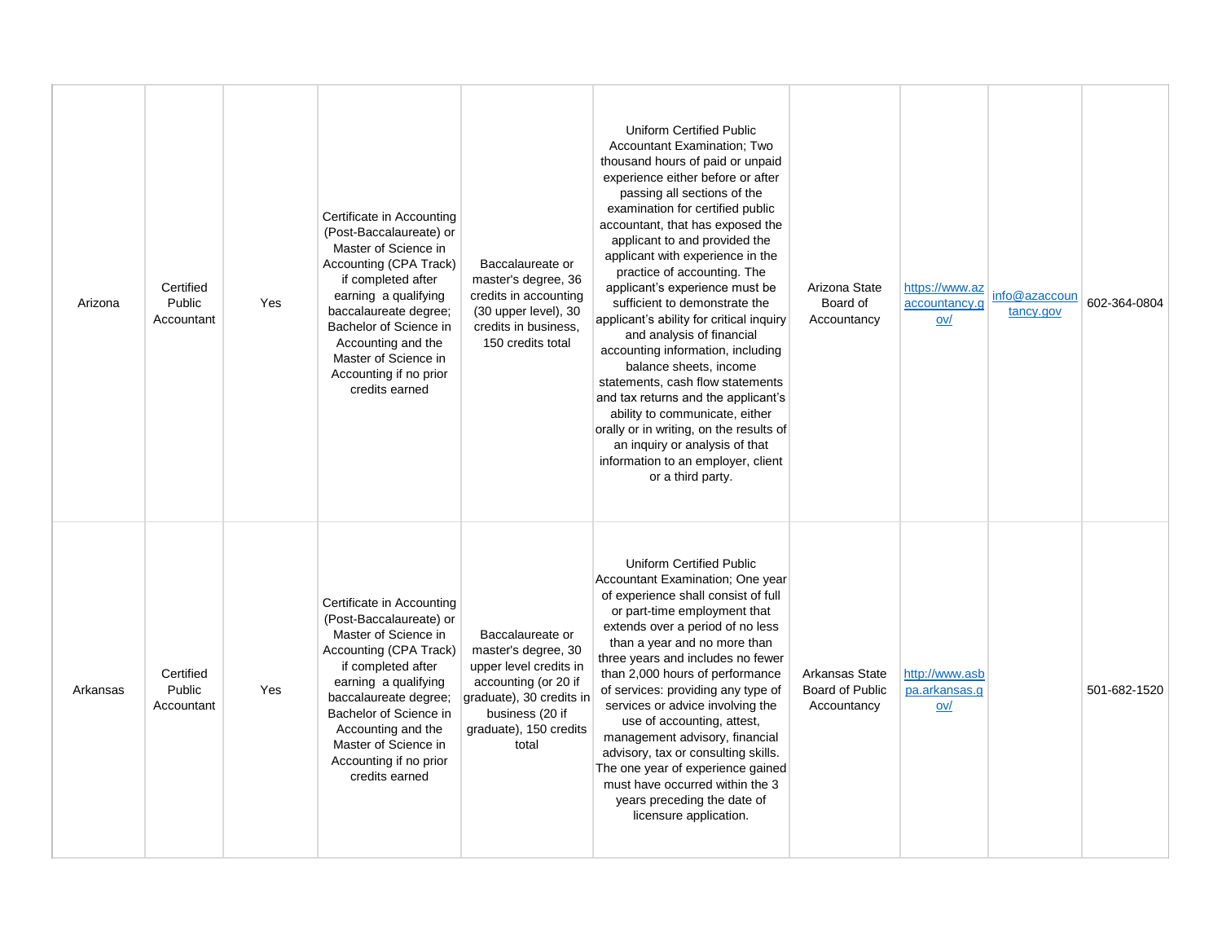| | | | | | | | | | |
|---|---|---|---|---|---|---|---|---|---|
| Arizona | Certified Public Accountant | Yes | Certificate in Accounting (Post-Baccalaureate) or Master of Science in Accounting (CPA Track) if completed after earning a qualifying baccalaureate degree; Bachelor of Science in Accounting and the Master of Science in Accounting if no prior credits earned | Baccalaureate or master's degree, 36 credits in accounting (30 upper level), 30 credits in business, 150 credits total | Uniform Certified Public Accountant Examination; Two thousand hours of paid or unpaid experience either before or after passing all sections of the examination for certified public accountant, that has exposed the applicant to and provided the applicant with experience in the practice of accounting. The applicant's experience must be sufficient to demonstrate the applicant's ability for critical inquiry and analysis of financial accounting information, including balance sheets, income statements, cash flow statements and tax returns and the applicant's ability to communicate, either orally or in writing, on the results of an inquiry or analysis of that information to an employer, client or a third party. | Arizona State Board of Accountancy | https://www.azaccountancy.gov/ | info@azaccountancy.gov | 602-364-0804 |
| Arkansas | Certified Public Accountant | Yes | Certificate in Accounting (Post-Baccalaureate) or Master of Science in Accounting (CPA Track) if completed after earning a qualifying baccalaureate degree; Bachelor of Science in Accounting and the Master of Science in Accounting if no prior credits earned | Baccalaureate or master's degree, 30 upper level credits in accounting (or 20 if graduate), 30 credits in business (20 if graduate), 150 credits total | Uniform Certified Public Accountant Examination; One year of experience shall consist of full or part-time employment that extends over a period of no less than a year and no more than three years and includes no fewer than 2,000 hours of performance of services: providing any type of services or advice involving the use of accounting, attest, management advisory, financial advisory, tax or consulting skills. The one year of experience gained must have occurred within the 3 years preceding the date of licensure application. | Arkansas State Board of Public Accountancy | http://www.asbpa.arkansas.gov/ | | 501-682-1520 |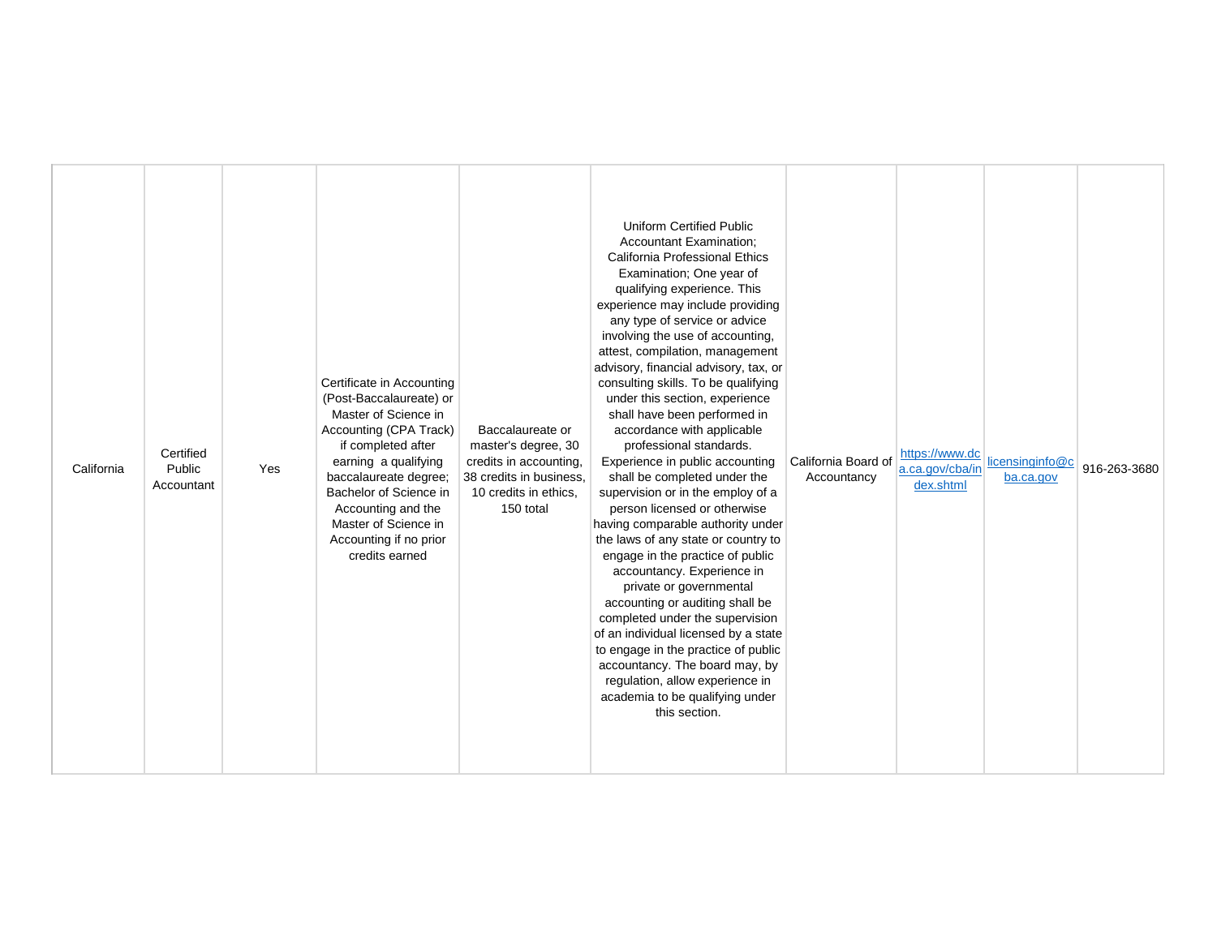| | | | | | | | | | |
|---|---|---|---|---|---|---|---|---|---|
| California | Certified Public Accountant | Yes | Certificate in Accounting (Post-Baccalaureate) or Master of Science in Accounting (CPA Track) if completed after earning a qualifying baccalaureate degree; Bachelor of Science in Accounting and the Master of Science in Accounting if no prior credits earned | Baccalaureate or master's degree, 30 credits in accounting, 38 credits in business, 10 credits in ethics, 150 total | Uniform Certified Public Accountant Examination; California Professional Ethics Examination; One year of qualifying experience. This experience may include providing any type of service or advice involving the use of accounting, attest, compilation, management advisory, financial advisory, tax, or consulting skills. To be qualifying under this section, experience shall have been performed in accordance with applicable professional standards. Experience in public accounting shall be completed under the supervision or in the employ of a person licensed or otherwise having comparable authority under the laws of any state or country to engage in the practice of public accountancy. Experience in private or governmental accounting or auditing shall be completed under the supervision of an individual licensed by a state to engage in the practice of public accountancy. The board may, by regulation, allow experience in academia to be qualifying under this section. | California Board of Accountancy | https://www.dca.ca.gov/cba/index.shtml | licensinginfo@cba.ca.gov | 916-263-3680 |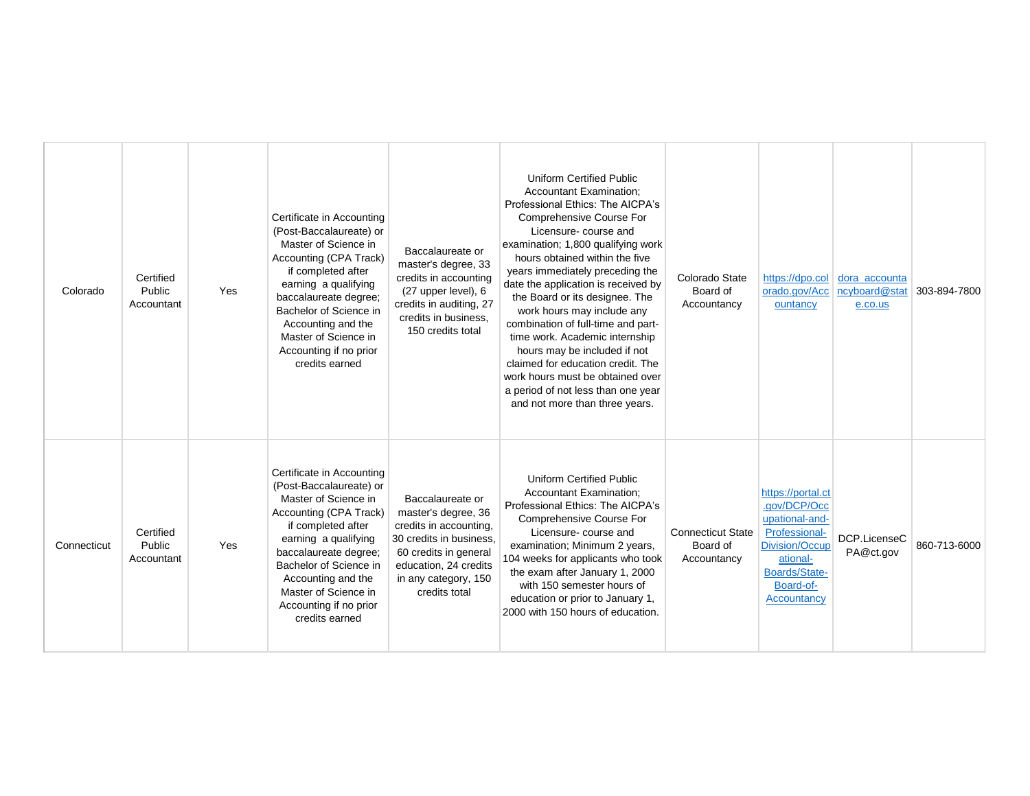| | | | | | | | | | |
|---|---|---|---|---|---|---|---|---|---|
| Colorado | Certified Public Accountant | Yes | Certificate in Accounting (Post-Baccalaureate) or Master of Science in Accounting (CPA Track) if completed after earning a qualifying baccalaureate degree; Bachelor of Science in Accounting and the Master of Science in Accounting if no prior credits earned | Baccalaureate or master's degree, 33 credits in accounting (27 upper level), 6 credits in auditing, 27 credits in business, 150 credits total | Uniform Certified Public Accountant Examination; Professional Ethics: The AICPA's Comprehensive Course For Licensure- course and examination; 1,800 qualifying work hours obtained within the five years immediately preceding the date the application is received by the Board or its designee. The work hours may include any combination of full-time and part-time work. Academic internship hours may be included if not claimed for education credit. The work hours must be obtained over a period of not less than one year and not more than three years. | Colorado State Board of Accountancy | https://dpo.colorado.gov/Accountancy | dora_accountancyboard@state.co.us | 303-894-7800 |
| Connecticut | Certified Public Accountant | Yes | Certificate in Accounting (Post-Baccalaureate) or Master of Science in Accounting (CPA Track) if completed after earning a qualifying baccalaureate degree; Bachelor of Science in Accounting and the Master of Science in Accounting if no prior credits earned | Baccalaureate or master's degree, 36 credits in accounting, 30 credits in business, 60 credits in general education, 24 credits in any category, 150 credits total | Uniform Certified Public Accountant Examination; Professional Ethics: The AICPA's Comprehensive Course For Licensure- course and examination; Minimum 2 years, 104 weeks for applicants who took the exam after January 1, 2000 with 150 semester hours of education or prior to January 1, 2000 with 150 hours of education. | Connecticut State Board of Accountancy | https://portal.ct.gov/DCP/Occupational-and-Professional-Division/Occupational-Boards/State-Board-of-Accountancy | DCP.LicenseCPA@ct.gov | 860-713-6000 |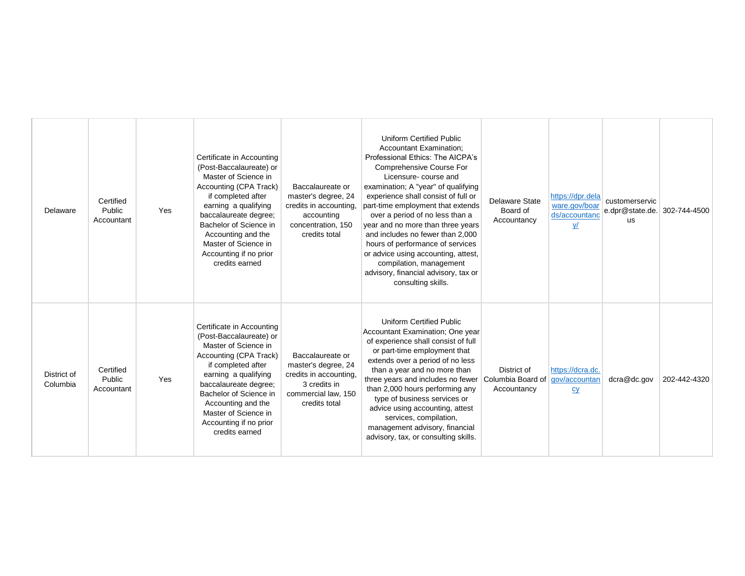| Delaware | Certified Public Accountant | Yes | Certificate in Accounting (Post-Baccalaureate) or Master of Science in Accounting (CPA Track) if completed after earning a qualifying baccalaureate degree; Bachelor of Science in Accounting and the Master of Science in Accounting if no prior credits earned | Baccalaureate or master's degree, 24 credits in accounting, accounting concentration, 150 credits total | Uniform Certified Public Accountant Examination; Professional Ethics: The AICPA's Comprehensive Course For Licensure- course and examination; A "year" of qualifying experience shall consist of full or part-time employment that extends over a period of no less than a year and no more than three years and includes no fewer than 2,000 hours of performance of services or advice using accounting, attest, compilation, management advisory, financial advisory, tax or consulting skills. | Delaware State Board of Accountancy | https://dpr.delaware.gov/boards/accountancy/ | customerservice.dpr@state.de.us | 302-744-4500 |
|---|---|---|---|---|---|---|---|---|---|
| District of Columbia | Certified Public Accountant | Yes | Certificate in Accounting (Post-Baccalaureate) or Master of Science in Accounting (CPA Track) if completed after earning a qualifying baccalaureate degree; Bachelor of Science in Accounting and the Master of Science in Accounting if no prior credits earned | Baccalaureate or master's degree, 24 credits in accounting, 3 credits in commercial law, 150 credits total | Uniform Certified Public Accountant Examination; One year of experience shall consist of full or part-time employment that extends over a period of no less than a year and no more than three years and includes no fewer than 2,000 hours performing any type of business services or advice using accounting, attest services, compilation, management advisory, financial advisory, tax, or consulting skills. | District of Columbia Board of Accountancy | https://dcra.dc.gov/accountancy | dcra@dc.gov | 202-442-4320 |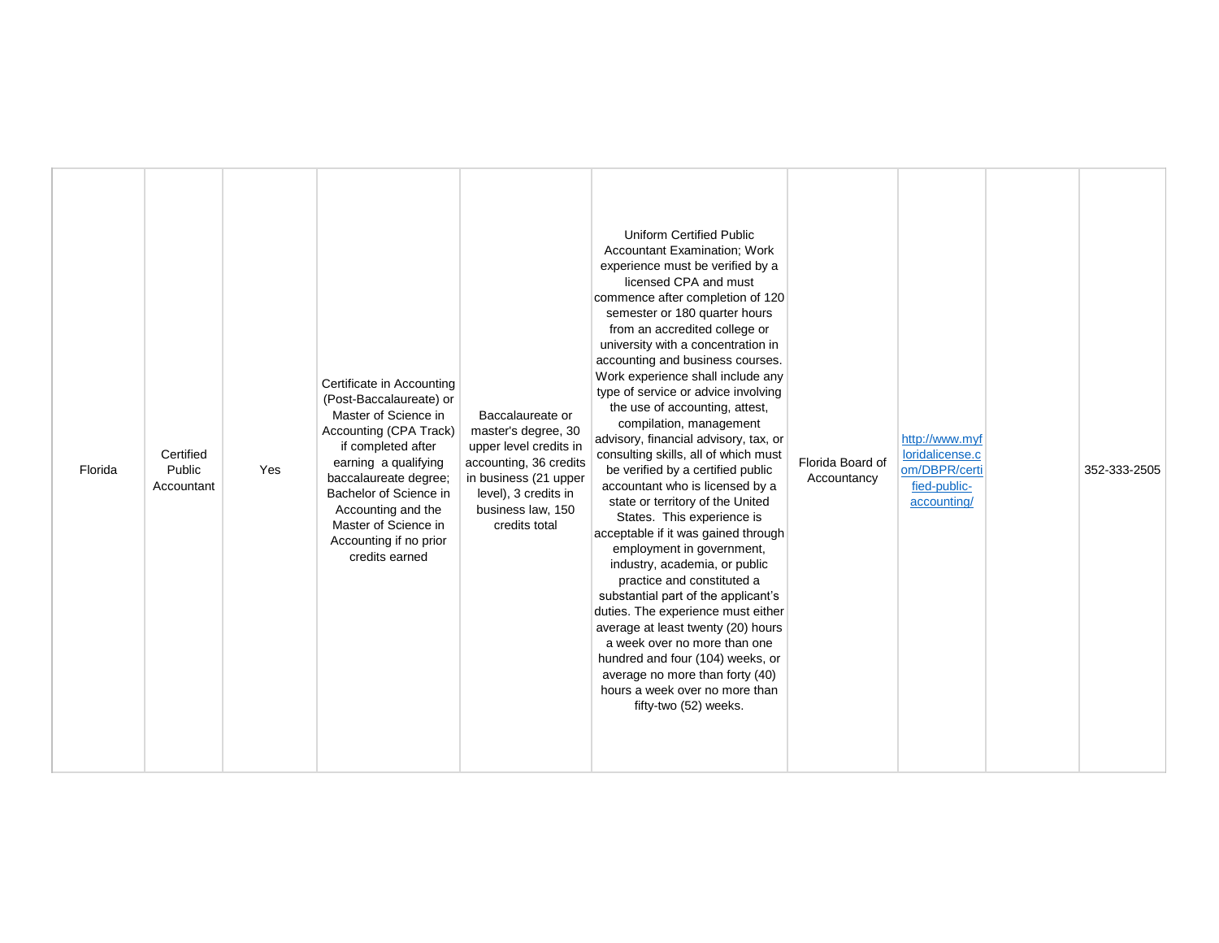| | | | | | | | | | |
|---|---|---|---|---|---|---|---|---|---|
| Florida | Certified Public Accountant | Yes | Certificate in Accounting (Post-Baccalaureate) or Master of Science in Accounting (CPA Track) if completed after earning a qualifying baccalaureate degree; Bachelor of Science in Accounting and the Master of Science in Accounting if no prior credits earned | Baccalaureate or master's degree, 30 upper level credits in accounting, 36 credits in business (21 upper level), 3 credits in business law, 150 credits total | Uniform Certified Public Accountant Examination; Work experience must be verified by a licensed CPA and must commence after completion of 120 semester or 180 quarter hours from an accredited college or university with a concentration in accounting and business courses. Work experience shall include any type of service or advice involving the use of accounting, attest, compilation, management advisory, financial advisory, tax, or consulting skills, all of which must be verified by a certified public accountant who is licensed by a state or territory of the United States. This experience is acceptable if it was gained through employment in government, industry, academia, or public practice and constituted a substantial part of the applicant's duties. The experience must either average at least twenty (20) hours a week over no more than one hundred and four (104) weeks, or average no more than forty (40) hours a week over no more than fifty-two (52) weeks. | Florida Board of Accountancy | http://www.myfloridalicense.com/DBPR/certified-public-accounting/ | | 352-333-2505 |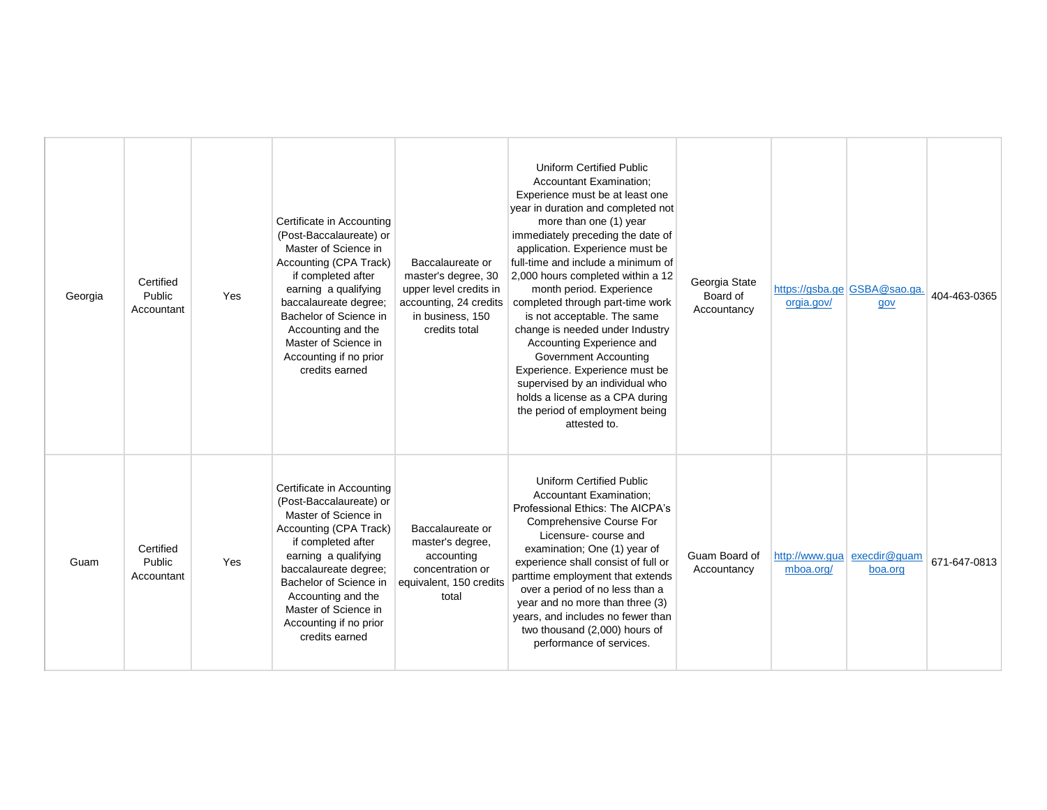| | | | | | | | | | |
|---|---|---|---|---|---|---|---|---|---|
| Georgia | Certified Public Accountant | Yes | Certificate in Accounting (Post-Baccalaureate) or Master of Science in Accounting (CPA Track) if completed after earning a qualifying baccalaureate degree; Bachelor of Science in Accounting and the Master of Science in Accounting if no prior credits earned | Baccalaureate or master's degree, 30 upper level credits in accounting, 24 credits in business, 150 credits total | Uniform Certified Public Accountant Examination; Experience must be at least one year in duration and completed not more than one (1) year immediately preceding the date of application. Experience must be full-time and include a minimum of 2,000 hours completed within a 12 month period. Experience completed through part-time work is not acceptable. The same change is needed under Industry Accounting Experience and Government Accounting Experience. Experience must be supervised by an individual who holds a license as a CPA during the period of employment being attested to. | Georgia State Board of Accountancy | https://gsba.georgia.gov/ | GSBA@sao.ga.gov | 404-463-0365 |
| Guam | Certified Public Accountant | Yes | Certificate in Accounting (Post-Baccalaureate) or Master of Science in Accounting (CPA Track) if completed after earning a qualifying baccalaureate degree; Bachelor of Science in Accounting and the Master of Science in Accounting if no prior credits earned | Baccalaureate or master's degree, accounting concentration or equivalent, 150 credits total | Uniform Certified Public Accountant Examination; Professional Ethics: The AICPA's Comprehensive Course For Licensure- course and examination; One (1) year of experience shall consist of full or parttime employment that extends over a period of no less than a year and no more than three (3) years, and includes no fewer than two thousand (2,000) hours of performance of services. | Guam Board of Accountancy | http://www.guamboa.org/ | execdir@guamboa.org | 671-647-0813 |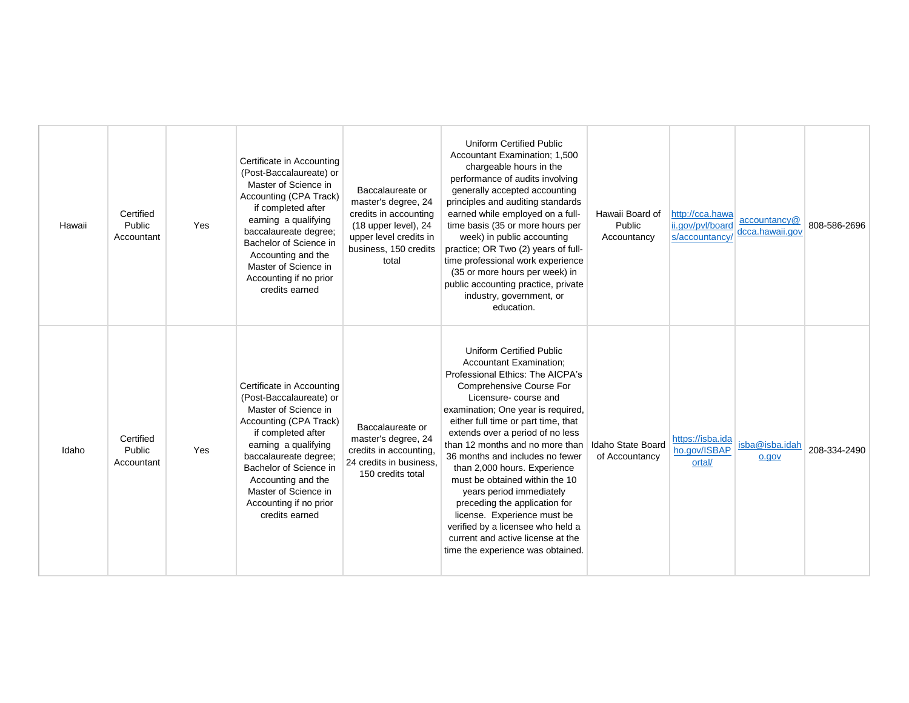| | | | | | | | | | |
|---|---|---|---|---|---|---|---|---|---|
| Hawaii | Certified Public Accountant | Yes | Certificate in Accounting (Post-Baccalaureate) or Master of Science in Accounting (CPA Track) if completed after earning a qualifying baccalaureate degree; Bachelor of Science in Accounting and the Master of Science in Accounting if no prior credits earned | Baccalaureate or master's degree, 24 credits in accounting (18 upper level), 24 upper level credits in business, 150 credits total | Uniform Certified Public Accountant Examination; 1,500 chargeable hours in the performance of audits involving generally accepted accounting principles and auditing standards earned while employed on a full-time basis (35 or more hours per week) in public accounting practice; OR Two (2) years of full-time professional work experience (35 or more hours per week) in public accounting practice, private industry, government, or education. | Hawaii Board of Public Accountancy | http://cca.hawaii.gov/pvl/boards/accountancy/ | accountancy@dcca.hawaii.gov | 808-586-2696 |
| Idaho | Certified Public Accountant | Yes | Certificate in Accounting (Post-Baccalaureate) or Master of Science in Accounting (CPA Track) if completed after earning a qualifying baccalaureate degree; Bachelor of Science in Accounting and the Master of Science in Accounting if no prior credits earned | Baccalaureate or master's degree, 24 credits in accounting, 24 credits in business, 150 credits total | Uniform Certified Public Accountant Examination; Professional Ethics: The AICPA's Comprehensive Course For Licensure- course and examination; One year is required, either full time or part time, that extends over a period of no less than 12 months and no more than 36 months and includes no fewer than 2,000 hours. Experience must be obtained within the 10 years period immediately preceding the application for license. Experience must be verified by a licensee who held a current and active license at the time the experience was obtained. | Idaho State Board of Accountancy | https://isba.idaho.gov/ISBAPortal/ | isba@isba.idaho.gov | 208-334-2490 |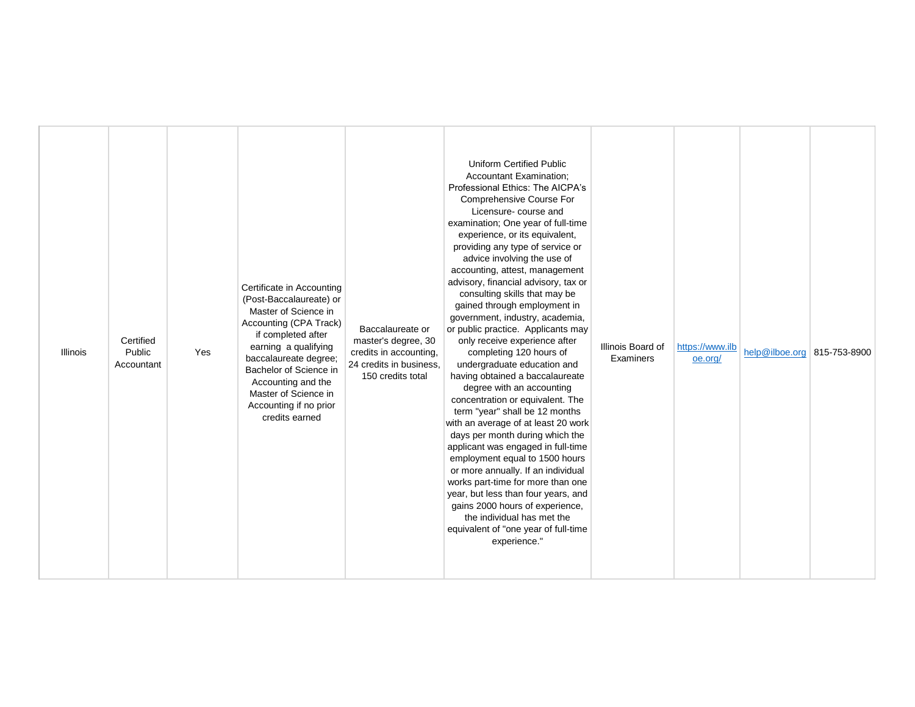| Illinois | Certified Public Accountant | Yes | Certificate in Accounting (Post-Baccalaureate) or Master of Science in Accounting (CPA Track) if completed after earning a qualifying baccalaureate degree; Bachelor of Science in Accounting and the Master of Science in Accounting if no prior credits earned | Baccalaureate or master's degree, 30 credits in accounting, 24 credits in business, 150 credits total | Uniform Certified Public Accountant Examination; Professional Ethics: The AICPA's Comprehensive Course For Licensure- course and examination; One year of full-time experience, or its equivalent, providing any type of service or advice involving the use of accounting, attest, management advisory, financial advisory, tax or consulting skills that may be gained through employment in government, industry, academia, or public practice. Applicants may only receive experience after completing 120 hours of undergraduate education and having obtained a baccalaureate degree with an accounting concentration or equivalent. The term "year" shall be 12 months with an average of at least 20 work days per month during which the applicant was engaged in full-time employment equal to 1500 hours or more annually. If an individual works part-time for more than one year, but less than four years, and gains 2000 hours of experience, the individual has met the equivalent of "one year of full-time experience." | Illinois Board of Examiners | https://www.ilboe.org/ | help@ilboe.org | 815-753-8900 |
|---|---|---|---|---|---|---|---|---|---|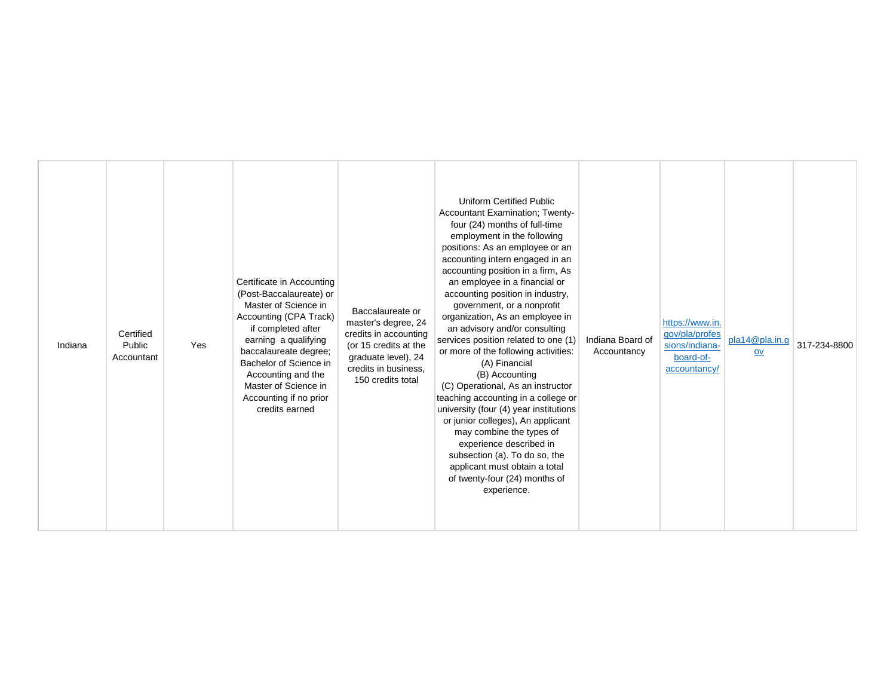| | | | | | | | | | |
|---|---|---|---|---|---|---|---|---|---|
| Indiana | Certified Public Accountant | Yes | Certificate in Accounting (Post-Baccalaureate) or Master of Science in Accounting (CPA Track) if completed after earning a qualifying baccalaureate degree; Bachelor of Science in Accounting and the Master of Science in Accounting if no prior credits earned | Baccalaureate or master's degree, 24 credits in accounting (or 15 credits at the graduate level), 24 credits in business, 150 credits total | Uniform Certified Public Accountant Examination; Twenty-four (24) months of full-time employment in the following positions: As an employee or an accounting intern engaged in an accounting position in a firm, As an employee in a financial or accounting position in industry, government, or a nonprofit organization, As an employee in an advisory and/or consulting services position related to one (1) or more of the following activities: (A) Financial (B) Accounting (C) Operational, As an instructor teaching accounting in a college or university (four (4) year institutions or junior colleges), An applicant may combine the types of experience described in subsection (a). To do so, the applicant must obtain a total of twenty-four (24) months of experience. | Indiana Board of Accountancy | https://www.in.gov/pla/professions/indiana-board-of-accountancy/ | pla14@pla.in.gov | 317-234-8800 |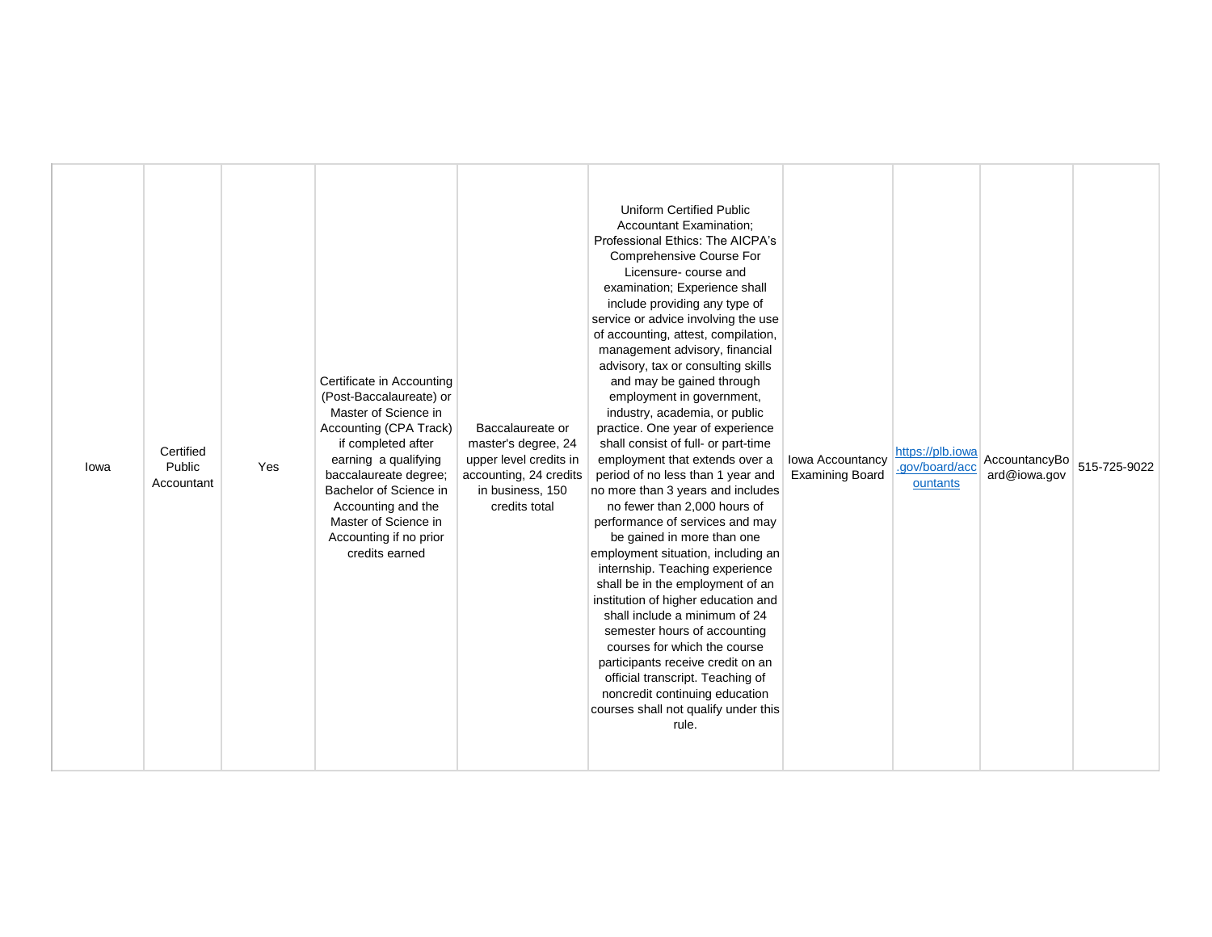| Iowa | Certified Public Accountant | Yes | Certificate in Accounting (Post-Baccalaureate) or Master of Science in Accounting (CPA Track) if completed after earning a qualifying baccalaureate degree; Bachelor of Science in Accounting and the Master of Science in Accounting if no prior credits earned | Baccalaureate or master's degree, 24 upper level credits in accounting, 24 credits in business, 150 credits total | Uniform Certified Public Accountant Examination; Professional Ethics: The AICPA's Comprehensive Course For Licensure- course and examination; Experience shall include providing any type of service or advice involving the use of accounting, attest, compilation, management advisory, financial advisory, tax or consulting skills and may be gained through employment in government, industry, academia, or public practice. One year of experience shall consist of full- or part-time employment that extends over a period of no less than 1 year and no more than 3 years and includes no fewer than 2,000 hours of performance of services and may be gained in more than one employment situation, including an internship. Teaching experience shall be in the employment of an institution of higher education and shall include a minimum of 24 semester hours of accounting courses for which the course participants receive credit on an official transcript. Teaching of noncredit continuing education courses shall not qualify under this rule. | Iowa Accountancy Examining Board | https://plb.iowa.gov/board/accountants | AccountancyBoard@iowa.gov | 515-725-9022 |
|---|---|---|---|---|---|---|---|---|---|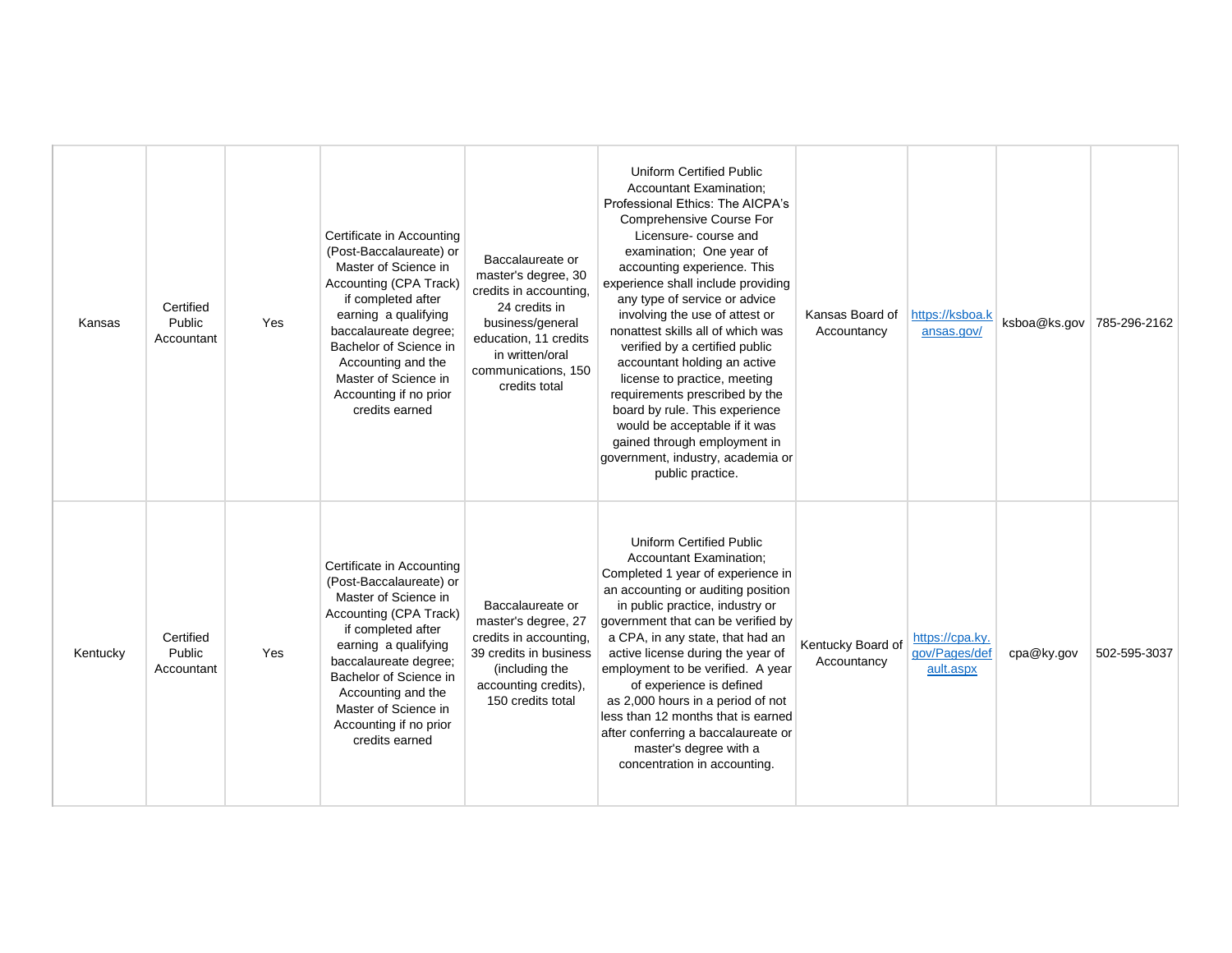| | | | | | | | | | |
|---|---|---|---|---|---|---|---|---|---|
| Kansas | Certified Public Accountant | Yes | Certificate in Accounting (Post-Baccalaureate) or Master of Science in Accounting (CPA Track) if completed after earning a qualifying baccalaureate degree; Bachelor of Science in Accounting and the Master of Science in Accounting if no prior credits earned | Baccalaureate or master's degree, 30 credits in accounting, 24 credits in business/general education, 11 credits in written/oral communications, 150 credits total | Uniform Certified Public Accountant Examination; Professional Ethics: The AICPA's Comprehensive Course For Licensure- course and examination; One year of accounting experience. This experience shall include providing any type of service or advice involving the use of attest or nonattest skills all of which was verified by a certified public accountant holding an active license to practice, meeting requirements prescribed by the board by rule. This experience would be acceptable if it was gained through employment in government, industry, academia or public practice. | Kansas Board of Accountancy | [https://ksboa.kansas.gov/](https://ksboa.kansas.gov/) | ksboa@ks.gov | 785-296-2162 |
| Kentucky | Certified Public Accountant | Yes | Certificate in Accounting (Post-Baccalaureate) or Master of Science in Accounting (CPA Track) if completed after earning a qualifying baccalaureate degree; Bachelor of Science in Accounting and the Master of Science in Accounting if no prior credits earned | Baccalaureate or master's degree, 27 credits in accounting, 39 credits in business (including the accounting credits), 150 credits total | Uniform Certified Public Accountant Examination; Completed 1 year of experience in an accounting or auditing position in public practice, industry or government that can be verified by a CPA, in any state, that had an active license during the year of employment to be verified. A year of experience is defined as 2,000 hours in a period of not less than 12 months that is earned after conferring a baccalaureate or master's degree with a concentration in accounting. | Kentucky Board of Accountancy | [https://cpa.ky.gov/Pages/default.aspx](https://cpa.ky.gov/Pages/default.aspx) | cpa@ky.gov | 502-595-3037 |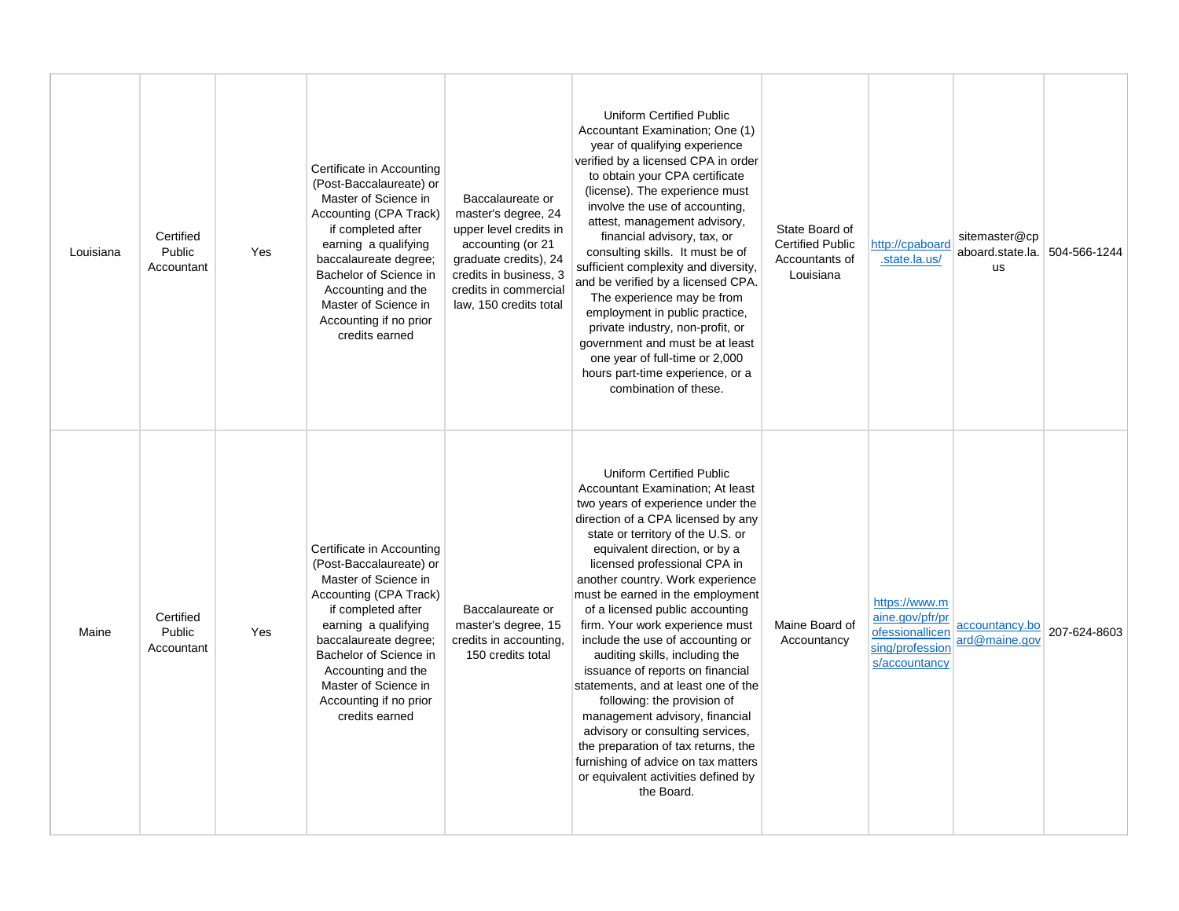| | | | | | | | | | |
|---|---|---|---|---|---|---|---|---|---|
| Louisiana | Certified Public Accountant | Yes | Certificate in Accounting (Post-Baccalaureate) or Master of Science in Accounting (CPA Track) if completed after earning a qualifying baccalaureate degree; Bachelor of Science in Accounting and the Master of Science in Accounting if no prior credits earned | Baccalaureate or master's degree, 24 upper level credits in accounting (or 21 graduate credits), 24 credits in business, 3 credits in commercial law, 150 credits total | Uniform Certified Public Accountant Examination; One (1) year of qualifying experience verified by a licensed CPA in order to obtain your CPA certificate (license). The experience must involve the use of accounting, attest, management advisory, financial advisory, tax, or consulting skills. It must be of sufficient complexity and diversity, and be verified by a licensed CPA. The experience may be from employment in public practice, private industry, non-profit, or government and must be at least one year of full-time or 2,000 hours part-time experience, or a combination of these. | State Board of Certified Public Accountants of Louisiana | http://cpaboard.state.la.us/ | sitemaster@cpaboard.state.la.us | 504-566-1244 |
| Maine | Certified Public Accountant | Yes | Certificate in Accounting (Post-Baccalaureate) or Master of Science in Accounting (CPA Track) if completed after earning a qualifying baccalaureate degree; Bachelor of Science in Accounting and the Master of Science in Accounting if no prior credits earned | Baccalaureate or master's degree, 15 credits in accounting, 150 credits total | Uniform Certified Public Accountant Examination; At least two years of experience under the direction of a CPA licensed by any state or territory of the U.S. or equivalent direction, or by a licensed professional CPA in another country. Work experience must be earned in the employment of a licensed public accounting firm. Your work experience must include the use of accounting or auditing skills, including the issuance of reports on financial statements, and at least one of the following: the provision of management advisory, financial advisory or consulting services, the preparation of tax returns, the furnishing of advice on tax matters or equivalent activities defined by the Board. | Maine Board of Accountancy | https://www.maine.gov/pfr/professionallicensing/professions/accountancy | accountancy.board@maine.gov | 207-624-8603 |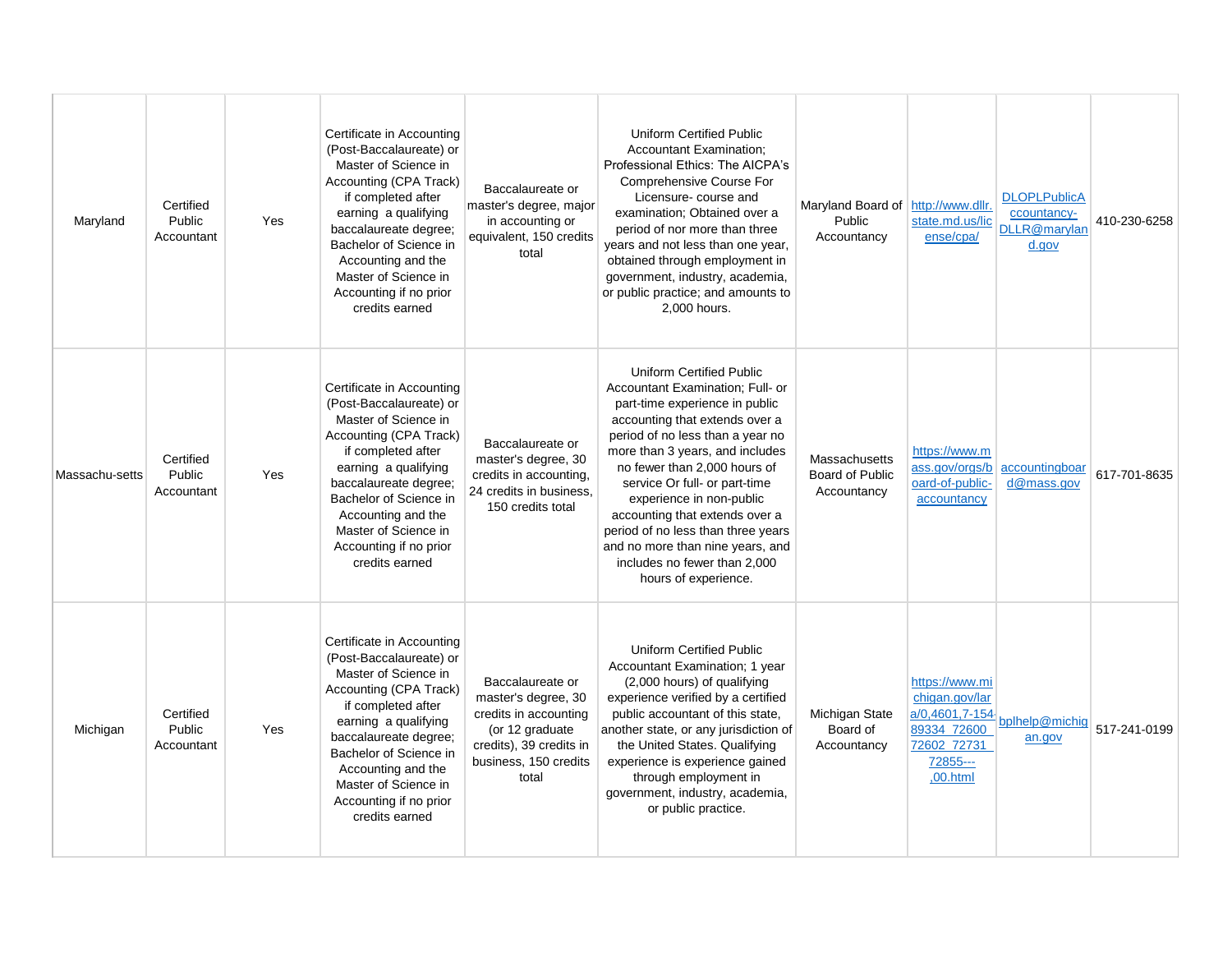| | | | | | | | | | |
|---|---|---|---|---|---|---|---|---|---|
| Maryland | Certified Public Accountant | Yes | Certificate in Accounting (Post-Baccalaureate) or Master of Science in Accounting (CPA Track) if completed after earning a qualifying baccalaureate degree; Bachelor of Science in Accounting and the Master of Science in Accounting if no prior credits earned | Baccalaureate or master's degree, major in accounting or equivalent, 150 credits total | Uniform Certified Public Accountant Examination; Professional Ethics: The AICPA's Comprehensive Course For Licensure- course and examination; Obtained over a period of nor more than three years and not less than one year, obtained through employment in government, industry, academia, or public practice; and amounts to 2,000 hours. | Maryland Board of Public Accountancy | http://www.dllr.state.md.us/license/cpa/ | DLOPLPublicAccountancy-DLLR@maryland.gov | 410-230-6258 |
| Massachu-setts | Certified Public Accountant | Yes | Certificate in Accounting (Post-Baccalaureate) or Master of Science in Accounting (CPA Track) if completed after earning a qualifying baccalaureate degree; Bachelor of Science in Accounting and the Master of Science in Accounting if no prior credits earned | Baccalaureate or master's degree, 30 credits in accounting, 24 credits in business, 150 credits total | Uniform Certified Public Accountant Examination; Full- or part-time experience in public accounting that extends over a period of no less than a year no more than 3 years, and includes no fewer than 2,000 hours of service Or full- or part-time experience in non-public accounting that extends over a period of no less than three years and no more than nine years, and includes no fewer than 2,000 hours of experience. | Massachusetts Board of Public Accountancy | https://www.mass.gov/orgs/board-of-public-accountancy | accountingboard@mass.gov | 617-701-8635 |
| Michigan | Certified Public Accountant | Yes | Certificate in Accounting (Post-Baccalaureate) or Master of Science in Accounting (CPA Track) if completed after earning a qualifying baccalaureate degree; Bachelor of Science in Accounting and the Master of Science in Accounting if no prior credits earned | Baccalaureate or master's degree, 30 credits in accounting (or 12 graduate credits), 39 credits in business, 150 credits total | Uniform Certified Public Accountant Examination; 1 year (2,000 hours) of qualifying experience verified by a certified public accountant of this state, another state, or any jurisdiction of the United States. Qualifying experience is experience gained through employment in government, industry, academia, or public practice. | Michigan State Board of Accountancy | https://www.michigan.gov/lara/0,4601,7-154-89334_72600_72602_72731_72855---,00.html | bplhelp@michigan.gov | 517-241-0199 |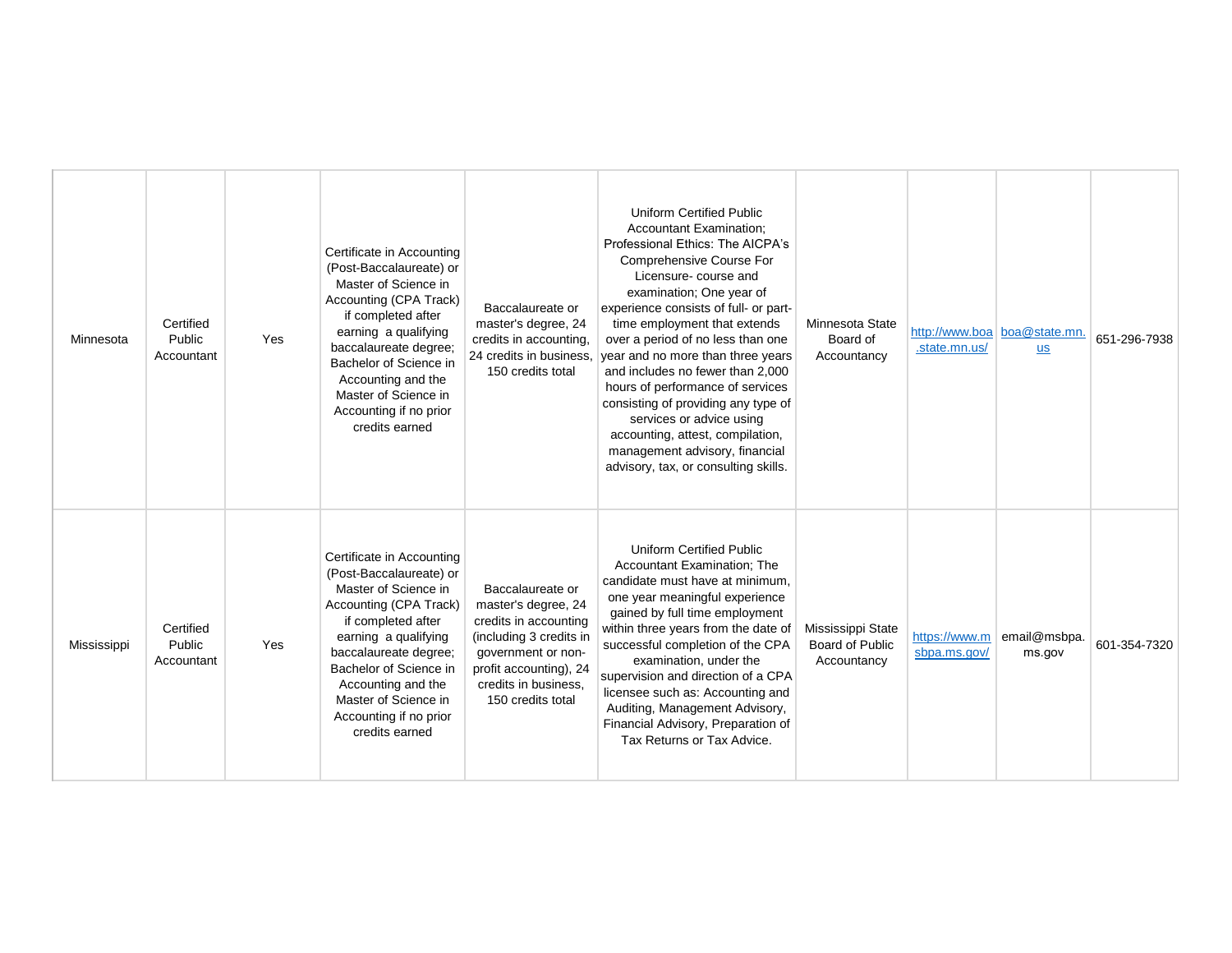| | | | | | | | | | |
|---|---|---|---|---|---|---|---|---|---|
| Minnesota | Certified Public Accountant | Yes | Certificate in Accounting (Post-Baccalaureate) or Master of Science in Accounting (CPA Track) if completed after earning a qualifying baccalaureate degree; Bachelor of Science in Accounting and the Master of Science in Accounting if no prior credits earned | Baccalaureate or master's degree, 24 credits in accounting, 24 credits in business, 150 credits total | Uniform Certified Public Accountant Examination; Professional Ethics: The AICPA's Comprehensive Course For Licensure- course and examination; One year of experience consists of full- or part-time employment that extends over a period of no less than one year and no more than three years and includes no fewer than 2,000 hours of performance of services consisting of providing any type of services or advice using accounting, attest, compilation, management advisory, financial advisory, tax, or consulting skills. | Minnesota State Board of Accountancy | http://www.boa.state.mn.us/ | boa@state.mn.us | 651-296-7938 |
| Mississippi | Certified Public Accountant | Yes | Certificate in Accounting (Post-Baccalaureate) or Master of Science in Accounting (CPA Track) if completed after earning a qualifying baccalaureate degree; Bachelor of Science in Accounting and the Master of Science in Accounting if no prior credits earned | Baccalaureate or master's degree, 24 credits in accounting (including 3 credits in government or non-profit accounting), 24 credits in business, 150 credits total | Uniform Certified Public Accountant Examination; The candidate must have at minimum, one year meaningful experience gained by full time employment within three years from the date of successful completion of the CPA examination, under the supervision and direction of a CPA licensee such as: Accounting and Auditing, Management Advisory, Financial Advisory, Preparation of Tax Returns or Tax Advice. | Mississippi State Board of Public Accountancy | https://www.msbpa.ms.gov/ | email@msbpa.ms.gov | 601-354-7320 |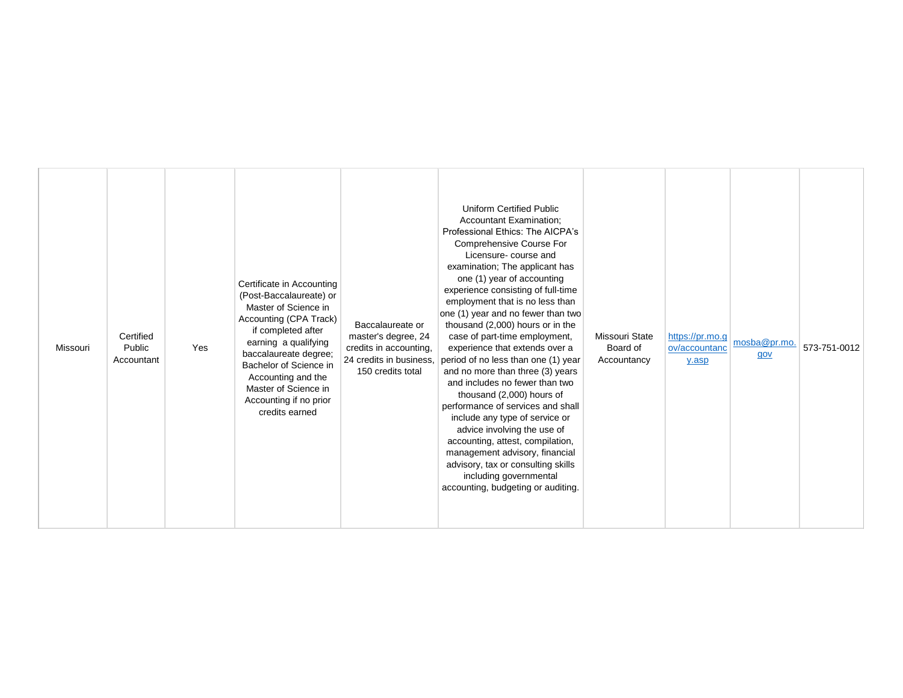| | | | | | | | | | |
|---|---|---|---|---|---|---|---|---|---|
| Missouri | Certified Public Accountant | Yes | Certificate in Accounting (Post-Baccalaureate) or Master of Science in Accounting (CPA Track) if completed after earning a qualifying baccalaureate degree; Bachelor of Science in Accounting and the Master of Science in Accounting if no prior credits earned | Baccalaureate or master's degree, 24 credits in accounting, 24 credits in business, 150 credits total | Uniform Certified Public Accountant Examination; Professional Ethics: The AICPA's Comprehensive Course For Licensure- course and examination; The applicant has one (1) year of accounting experience consisting of full-time employment that is no less than one (1) year and no fewer than two thousand (2,000) hours or in the case of part-time employment, experience that extends over a period of no less than one (1) year and no more than three (3) years and includes no fewer than two thousand (2,000) hours of performance of services and shall include any type of service or advice involving the use of accounting, attest, compilation, management advisory, financial advisory, tax or consulting skills including governmental accounting, budgeting or auditing. | Missouri State Board of Accountancy | https://pr.mo.gov/accountancy.asp | mosba@pr.mo.gov | 573-751-0012 |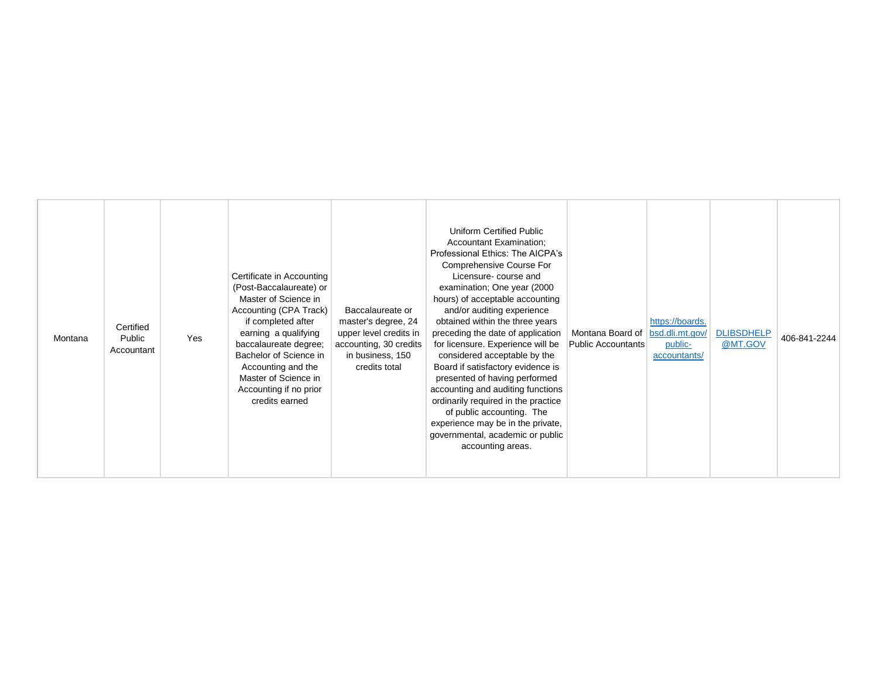| | | | | | | | | | |
|---|---|---|---|---|---|---|---|---|---|
| Montana | Certified Public Accountant | Yes | Certificate in Accounting (Post-Baccalaureate) or Master of Science in Accounting (CPA Track) if completed after earning a qualifying baccalaureate degree; Bachelor of Science in Accounting and the Master of Science in Accounting if no prior credits earned | Baccalaureate or master's degree, 24 upper level credits in accounting, 30 credits in business, 150 credits total | Uniform Certified Public Accountant Examination; Professional Ethics: The AICPA's Comprehensive Course For Licensure- course and examination; One year (2000 hours) of acceptable accounting and/or auditing experience obtained within the three years preceding the date of application for licensure. Experience will be considered acceptable by the Board if satisfactory evidence is presented of having performed accounting and auditing functions ordinarily required in the practice of public accounting. The experience may be in the private, governmental, academic or public accounting areas. | Montana Board of Public Accountants | https://boards.bsd.dli.mt.gov/public-accountants/ | DLIBSDHELP@MT.GOV | 406-841-2244 |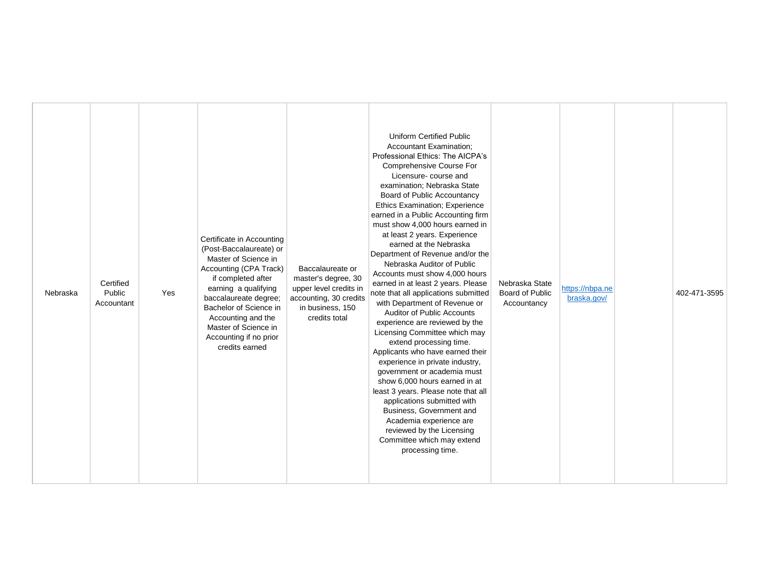| | | | | | | | | | |
|---|---|---|---|---|---|---|---|---|---|
| Nebraska | Certified Public Accountant | Yes | Certificate in Accounting (Post-Baccalaureate) or Master of Science in Accounting (CPA Track) if completed after earning a qualifying baccalaureate degree; Bachelor of Science in Accounting and the Master of Science in Accounting if no prior credits earned | Baccalaureate or master's degree, 30 upper level credits in accounting, 30 credits in business, 150 credits total | Uniform Certified Public Accountant Examination; Professional Ethics: The AICPA's Comprehensive Course For Licensure- course and examination; Nebraska State Board of Public Accountancy Ethics Examination; Experience earned in a Public Accounting firm must show 4,000 hours earned in at least 2 years. Experience earned at the Nebraska Department of Revenue and/or the Nebraska Auditor of Public Accounts must show 4,000 hours earned in at least 2 years. Please note that all applications submitted with Department of Revenue or Auditor of Public Accounts experience are reviewed by the Licensing Committee which may extend processing time. Applicants who have earned their experience in private industry, government or academia must show 6,000 hours earned in at least 3 years. Please note that all applications submitted with Business, Government and Academia experience are reviewed by the Licensing Committee which may extend processing time. | Nebraska State Board of Public Accountancy | https://nbpa.nebraska.gov/ | | 402-471-3595 |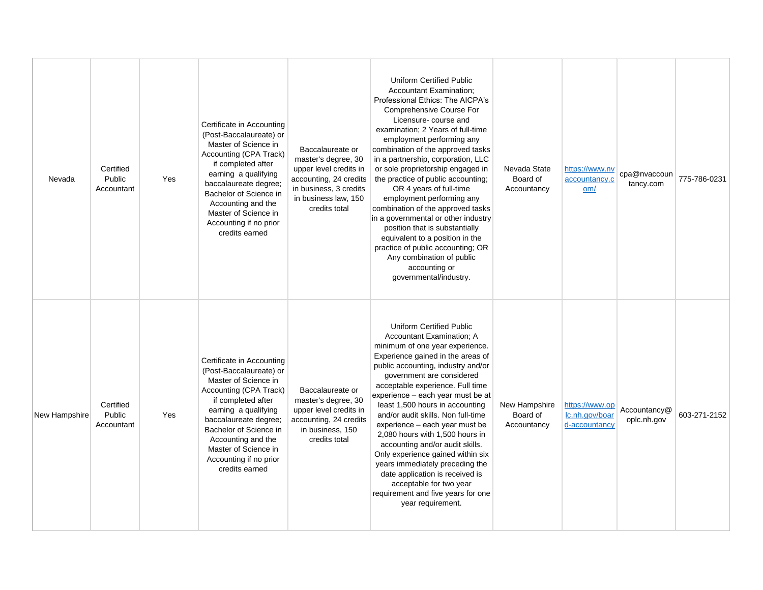| | | | | | | | | | |
|---|---|---|---|---|---|---|---|---|---|
| Nevada | Certified Public Accountant | Yes | Certificate in Accounting (Post-Baccalaureate) or Master of Science in Accounting (CPA Track) if completed after earning a qualifying baccalaureate degree; Bachelor of Science in Accounting and the Master of Science in Accounting if no prior credits earned | Baccalaureate or master's degree, 30 upper level credits in accounting, 24 credits in business, 3 credits in business law, 150 credits total | Uniform Certified Public Accountant Examination; Professional Ethics: The AICPA's Comprehensive Course For Licensure- course and examination; 2 Years of full-time employment performing any combination of the approved tasks in a partnership, corporation, LLC or sole proprietorship engaged in the practice of public accounting; OR 4 years of full-time employment performing any combination of the approved tasks in a governmental or other industry position that is substantially equivalent to a position in the practice of public accounting; OR Any combination of public accounting or governmental/industry. | Nevada State Board of Accountancy | https://www.nvaccountancy.com/ | cpa@nvaccountancy.com | 775-786-0231 |
| New Hampshire | Certified Public Accountant | Yes | Certificate in Accounting (Post-Baccalaureate) or Master of Science in Accounting (CPA Track) if completed after earning a qualifying baccalaureate degree; Bachelor of Science in Accounting and the Master of Science in Accounting if no prior credits earned | Baccalaureate or master's degree, 30 upper level credits in accounting, 24 credits in business, 150 credits total | Uniform Certified Public Accountant Examination; A minimum of one year experience. Experience gained in the areas of public accounting, industry and/or government are considered acceptable experience. Full time experience – each year must be at least 1,500 hours in accounting and/or audit skills. Non full-time experience – each year must be 2,080 hours with 1,500 hours in accounting and/or audit skills. Only experience gained within six years immediately preceding the date application is received is acceptable for two year requirement and five years for one year requirement. | New Hampshire Board of Accountancy | https://www.oplc.nh.gov/board-accountancy | Accountancy@oplc.nh.gov | 603-271-2152 |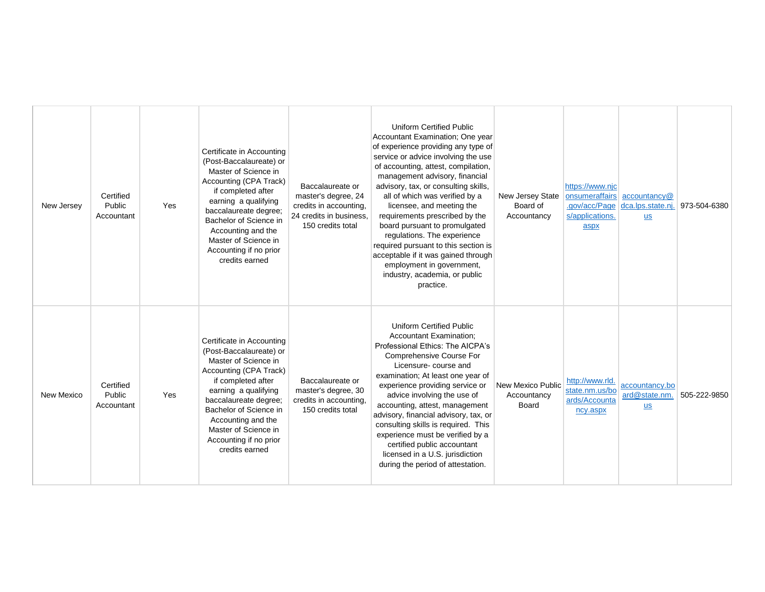| | | | | | | | | | |
|---|---|---|---|---|---|---|---|---|---|
| New Jersey | Certified Public Accountant | Yes | Certificate in Accounting (Post-Baccalaureate) or Master of Science in Accounting (CPA Track) if completed after earning a qualifying baccalaureate degree; Bachelor of Science in Accounting and the Master of Science in Accounting if no prior credits earned | Baccalaureate or master's degree, 24 credits in accounting, 24 credits in business, 150 credits total | Uniform Certified Public Accountant Examination; One year of experience providing any type of service or advice involving the use of accounting, attest, compilation, management advisory, financial advisory, tax, or consulting skills, all of which was verified by a licensee, and meeting the requirements prescribed by the board pursuant to promulgated regulations. The experience required pursuant to this section is acceptable if it was gained through employment in government, industry, academia, or public practice. | New Jersey State Board of Accountancy | https://www.njconsumeraffairs.gov/acc/Pages/applications.aspx | accountancy@dca.lps.state.nj.us | 973-504-6380 |
| New Mexico | Certified Public Accountant | Yes | Certificate in Accounting (Post-Baccalaureate) or Master of Science in Accounting (CPA Track) if completed after earning a qualifying baccalaureate degree; Bachelor of Science in Accounting and the Master of Science in Accounting if no prior credits earned | Baccalaureate or master's degree, 30 credits in accounting, 150 credits total | Uniform Certified Public Accountant Examination; Professional Ethics: The AICPA's Comprehensive Course For Licensure- course and examination; At least one year of experience providing service or advice involving the use of accounting, attest, management advisory, financial advisory, tax, or consulting skills is required. This experience must be verified by a certified public accountant licensed in a U.S. jurisdiction during the period of attestation. | New Mexico Public Accountancy Board | http://www.rld.state.nm.us/boards/Accountancy.aspx | accountancy.board@state.nm.us | 505-222-9850 |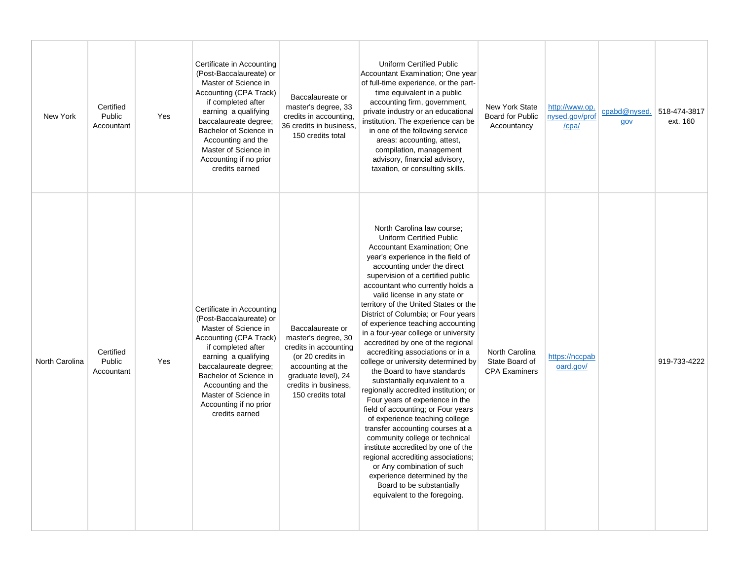| | | | | | | | | | |
|---|---|---|---|---|---|---|---|---|---|
| New York | Certified Public Accountant | Yes | Certificate in Accounting (Post-Baccalaureate) or Master of Science in Accounting (CPA Track) if completed after earning a qualifying baccalaureate degree; Bachelor of Science in Accounting and the Master of Science in Accounting if no prior credits earned | Baccalaureate or master's degree, 33 credits in accounting, 36 credits in business, 150 credits total | Uniform Certified Public Accountant Examination; One year of full-time experience, or the part-time equivalent in a public accounting firm, government, private industry or an educational institution. The experience can be in one of the following service areas: accounting, attest, compilation, management advisory, financial advisory, taxation, or consulting skills. | New York State Board for Public Accountancy | http://www.op.nysed.gov/prof/cpa/ | cpabd@nysed.gov | 518-474-3817 ext. 160 |
| North Carolina | Certified Public Accountant | Yes | Certificate in Accounting (Post-Baccalaureate) or Master of Science in Accounting (CPA Track) if completed after earning a qualifying baccalaureate degree; Bachelor of Science in Accounting and the Master of Science in Accounting if no prior credits earned | Baccalaureate or master's degree, 30 credits in accounting (or 20 credits in accounting at the graduate level), 24 credits in business, 150 credits total | North Carolina law course; Uniform Certified Public Accountant Examination; One year's experience in the field of accounting under the direct supervision of a certified public accountant who currently holds a valid license in any state or territory of the United States or the District of Columbia; or Four years of experience teaching accounting in a four-year college or university accredited by one of the regional accrediting associations or in a college or university determined by the Board to have standards substantially equivalent to a regionally accredited institution; or Four years of experience in the field of accounting; or Four years of experience teaching college transfer accounting courses at a community college or technical institute accredited by one of the regional accrediting associations; or Any combination of such experience determined by the Board to be substantially equivalent to the foregoing. | North Carolina State Board of CPA Examiners | https://nccpaboard.gov/ | | 919-733-4222 |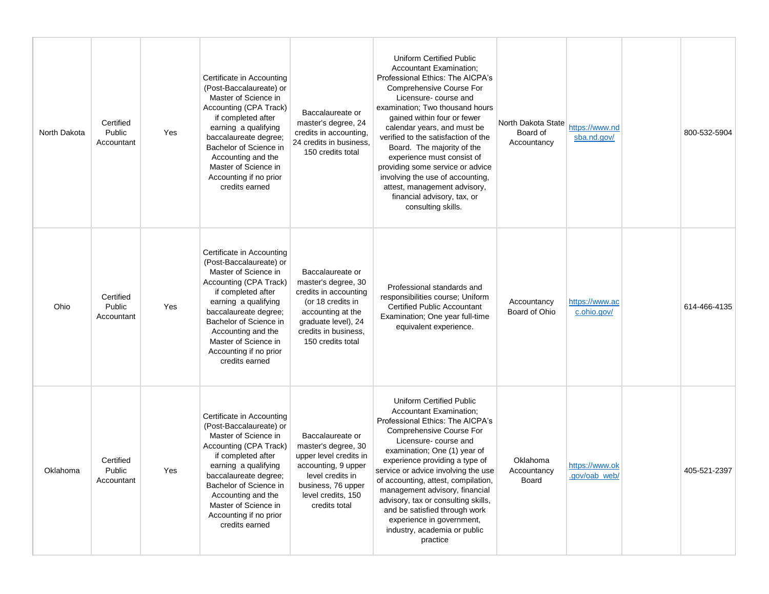| | | | | | | | | | |
|---|---|---|---|---|---|---|---|---|---|
| North Dakota | Certified Public Accountant | Yes | Certificate in Accounting (Post-Baccalaureate) or Master of Science in Accounting (CPA Track) if completed after earning a qualifying baccalaureate degree; Bachelor of Science in Accounting and the Master of Science in Accounting if no prior credits earned | Baccalaureate or master's degree, 24 credits in accounting, 24 credits in business, 150 credits total | Uniform Certified Public Accountant Examination; Professional Ethics: The AICPA's Comprehensive Course For Licensure- course and examination; Two thousand hours gained within four or fewer calendar years, and must be verified to the satisfaction of the Board. The majority of the experience must consist of providing some service or advice involving the use of accounting, attest, management advisory, financial advisory, tax, or consulting skills. | North Dakota State Board of Accountancy | https://www.ndsba.nd.gov/ | | 800-532-5904 |
| Ohio | Certified Public Accountant | Yes | Certificate in Accounting (Post-Baccalaureate) or Master of Science in Accounting (CPA Track) if completed after earning a qualifying baccalaureate degree; Bachelor of Science in Accounting and the Master of Science in Accounting if no prior credits earned | Baccalaureate or master's degree, 30 credits in accounting (or 18 credits in accounting at the graduate level), 24 credits in business, 150 credits total | Professional standards and responsibilities course; Uniform Certified Public Accountant Examination; One year full-time equivalent experience. | Accountancy Board of Ohio | https://www.acc.ohio.gov/ | | 614-466-4135 |
| Oklahoma | Certified Public Accountant | Yes | Certificate in Accounting (Post-Baccalaureate) or Master of Science in Accounting (CPA Track) if completed after earning a qualifying baccalaureate degree; Bachelor of Science in Accounting and the Master of Science in Accounting if no prior credits earned | Baccalaureate or master's degree, 30 upper level credits in accounting, 9 upper level credits in business, 76 upper level credits, 150 credits total | Uniform Certified Public Accountant Examination; Professional Ethics: The AICPA's Comprehensive Course For Licensure- course and examination; One (1) year of experience providing a type of service or advice involving the use of accounting, attest, compilation, management advisory, financial advisory, tax or consulting skills, and be satisfied through work experience in government, industry, academia or public practice | Oklahoma Accountancy Board | https://www.ok.gov/oab_web/ | | 405-521-2397 |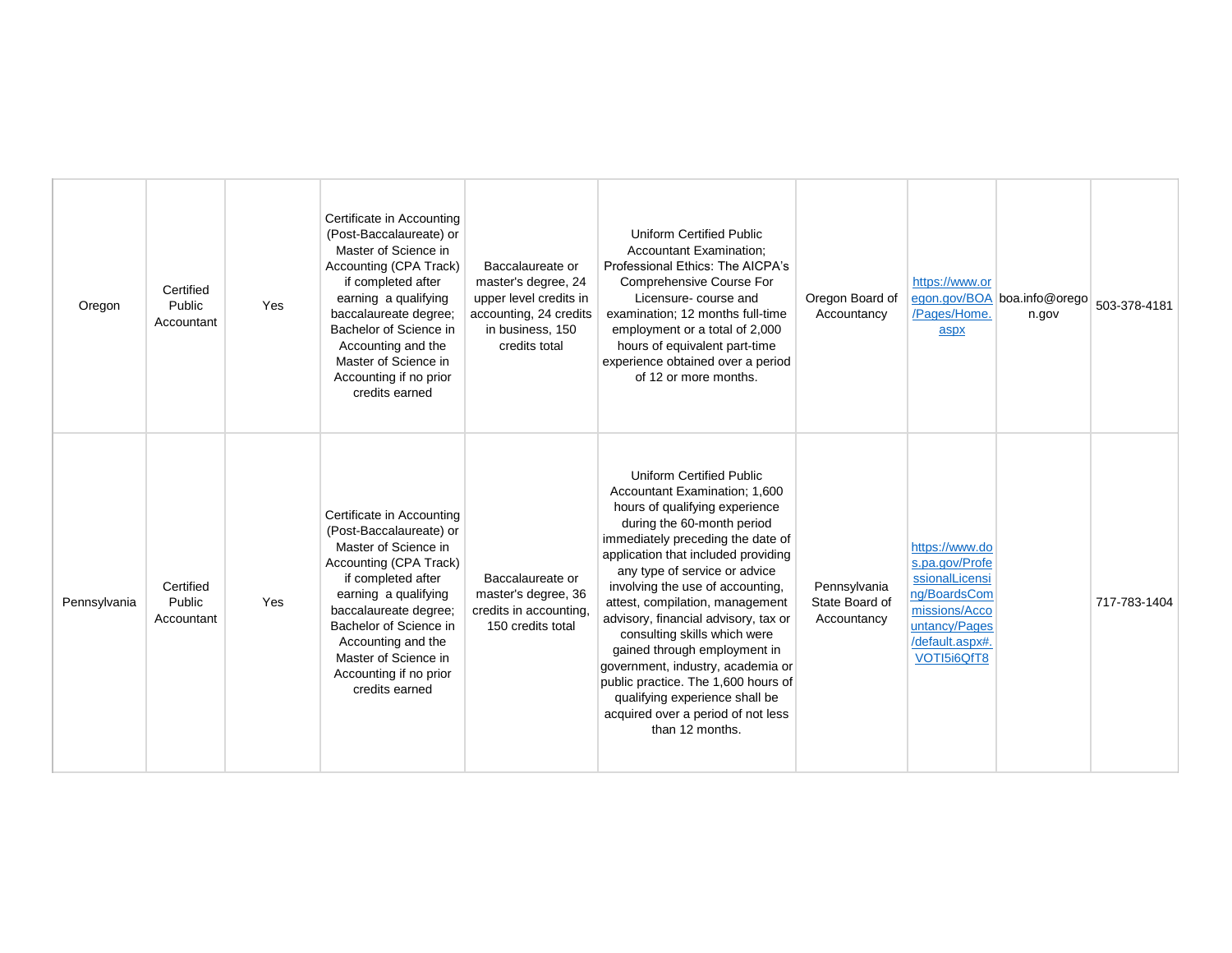| Oregon | Certified Public Accountant | Yes | Certificate in Accounting (Post-Baccalaureate) or Master of Science in Accounting (CPA Track) if completed after earning a qualifying baccalaureate degree; Bachelor of Science in Accounting and the Master of Science in Accounting if no prior credits earned | Baccalaureate or master's degree, 24 upper level credits in accounting, 24 credits in business, 150 credits total | Uniform Certified Public Accountant Examination; Professional Ethics: The AICPA's Comprehensive Course For Licensure- course and examination; 12 months full-time employment or a total of 2,000 hours of equivalent part-time experience obtained over a period of 12 or more months. | Oregon Board of Accountancy | https://www.oregon.gov/BOA/Pages/Home.aspx | boa.info@oregon.gov | 503-378-4181 |
|---|---|---|---|---|---|---|---|---|---|
| Pennsylvania | Certified Public Accountant | Yes | Certificate in Accounting (Post-Baccalaureate) or Master of Science in Accounting (CPA Track) if completed after earning a qualifying baccalaureate degree; Bachelor of Science in Accounting and the Master of Science in Accounting if no prior credits earned | Baccalaureate or master's degree, 36 credits in accounting, 150 credits total | Uniform Certified Public Accountant Examination; 1,600 hours of qualifying experience during the 60-month period immediately preceding the date of application that included providing any type of service or advice involving the use of accounting, attest, compilation, management advisory, financial advisory, tax or consulting skills which were gained through employment in government, industry, academia or public practice. The 1,600 hours of qualifying experience shall be acquired over a period of not less than 12 months. | Pennsylvania State Board of Accountancy | https://www.dos.pa.gov/ProfessionalLicensing/BoardsCommissions/Accountancy/Pages/default.aspx#.VOTI5i6QfT8 | | 717-783-1404 |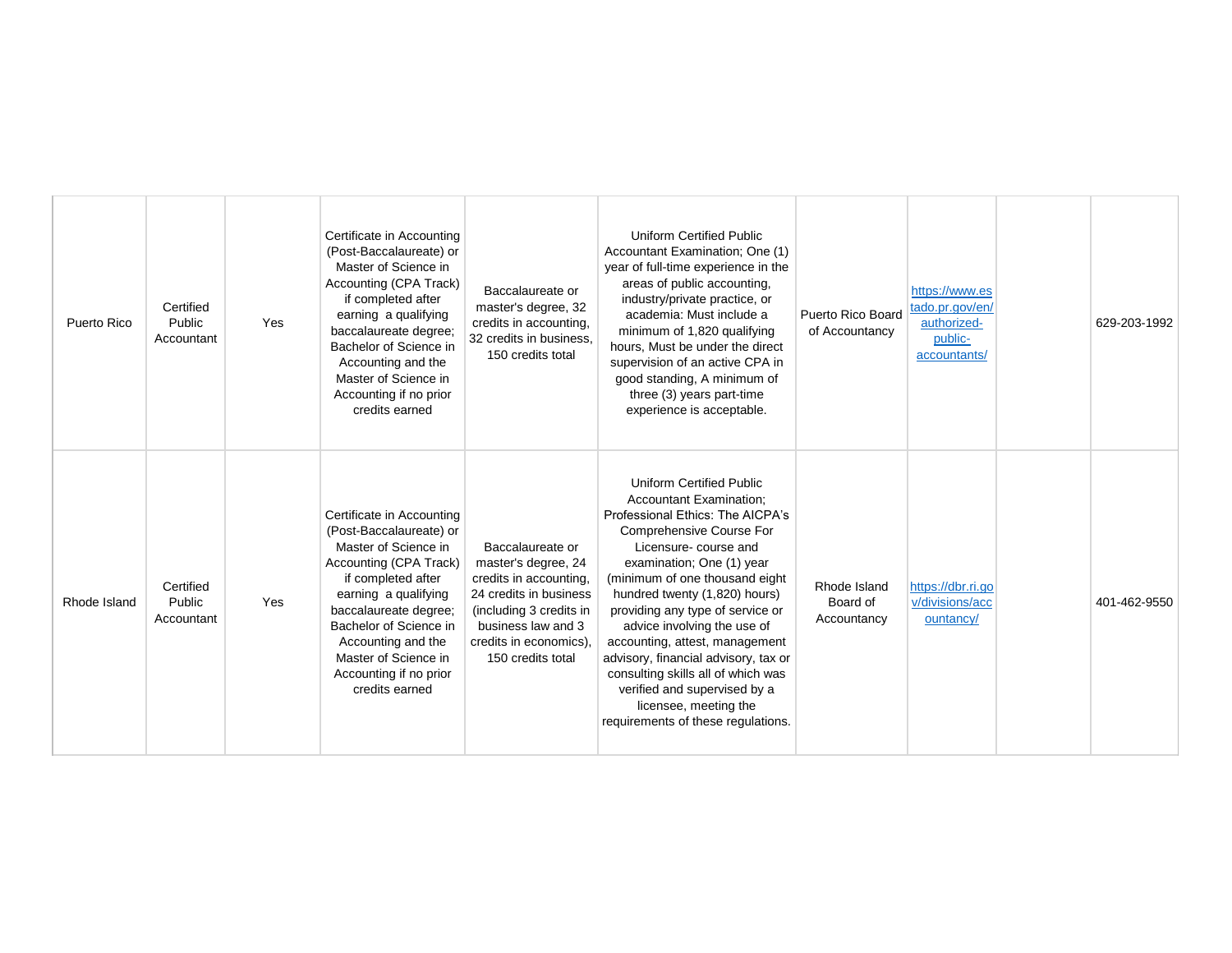| | | | | | | | | | |
|---|---|---|---|---|---|---|---|---|---|
| Puerto Rico | Certified Public Accountant | Yes | Certificate in Accounting (Post-Baccalaureate) or Master of Science in Accounting (CPA Track) if completed after earning a qualifying baccalaureate degree; Bachelor of Science in Accounting and the Master of Science in Accounting if no prior credits earned | Baccalaureate or master's degree, 32 credits in accounting, 32 credits in business, 150 credits total | Uniform Certified Public Accountant Examination; One (1) year of full-time experience in the areas of public accounting, industry/private practice, or academia: Must include a minimum of 1,820 qualifying hours, Must be under the direct supervision of an active CPA in good standing, A minimum of three (3) years part-time experience is acceptable. | Puerto Rico Board of Accountancy | https://www.estado.pr.gov/en/authorized-public-accountants/ | | 629-203-1992 |
| Rhode Island | Certified Public Accountant | Yes | Certificate in Accounting (Post-Baccalaureate) or Master of Science in Accounting (CPA Track) if completed after earning a qualifying baccalaureate degree; Bachelor of Science in Accounting and the Master of Science in Accounting if no prior credits earned | Baccalaureate or master's degree, 24 credits in accounting, 24 credits in business (including 3 credits in business law and 3 credits in economics), 150 credits total | Uniform Certified Public Accountant Examination; Professional Ethics: The AICPA's Comprehensive Course For Licensure- course and examination; One (1) year (minimum of one thousand eight hundred twenty (1,820) hours) providing any type of service or advice involving the use of accounting, attest, management advisory, financial advisory, tax or consulting skills all of which was verified and supervised by a licensee, meeting the requirements of these regulations. | Rhode Island Board of Accountancy | https://dbr.ri.gov/divisions/accountancy/ | | 401-462-9550 |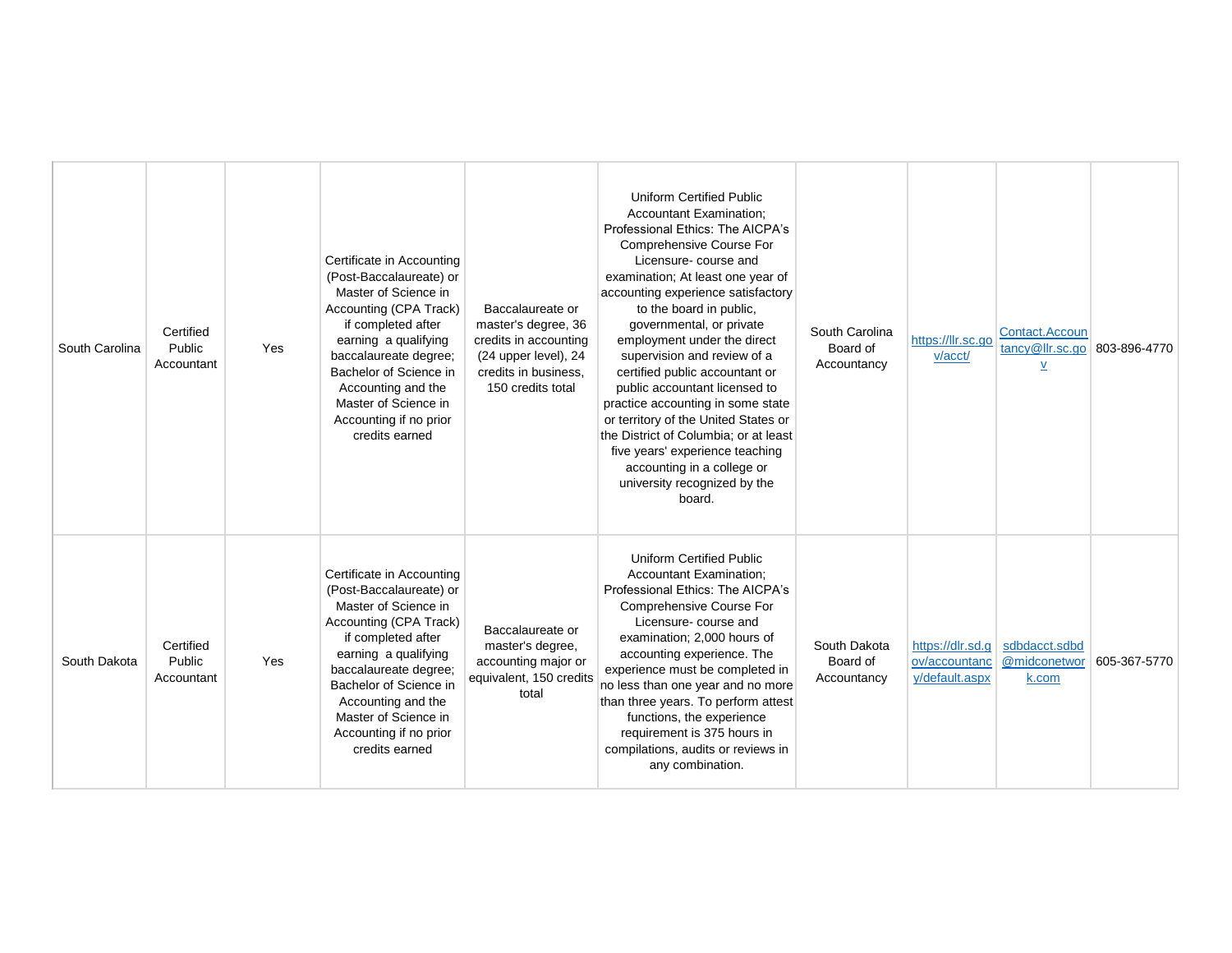| South Carolina | Certified Public Accountant | Yes | Certificate in Accounting (Post-Baccalaureate) or Master of Science in Accounting (CPA Track) if completed after earning a qualifying baccalaureate degree; Bachelor of Science in Accounting and the Master of Science in Accounting if no prior credits earned | Baccalaureate or master's degree, 36 credits in accounting (24 upper level), 24 credits in business, 150 credits total | Uniform Certified Public Accountant Examination; Professional Ethics: The AICPA's Comprehensive Course For Licensure- course and examination; At least one year of accounting experience satisfactory to the board in public, governmental, or private employment under the direct supervision and review of a certified public accountant or public accountant licensed to practice accounting in some state or territory of the United States or the District of Columbia; or at least five years' experience teaching accounting in a college or university recognized by the board. | South Carolina Board of Accountancy | https://llr.sc.gov/acct/ | Contact.Accountancy@llr.sc.gov | 803-896-4770 |
|---|---|---|---|---|---|---|---|---|---|
| South Dakota | Certified Public Accountant | Yes | Certificate in Accounting (Post-Baccalaureate) or Master of Science in Accounting (CPA Track) if completed after earning a qualifying baccalaureate degree; Bachelor of Science in Accounting and the Master of Science in Accounting if no prior credits earned | Baccalaureate or master's degree, accounting major or equivalent, 150 credits total | Uniform Certified Public Accountant Examination; Professional Ethics: The AICPA's Comprehensive Course For Licensure- course and examination; 2,000 hours of accounting experience. The experience must be completed in no less than one year and no more than three years. To perform attest functions, the experience requirement is 375 hours in compilations, audits or reviews in any combination. | South Dakota Board of Accountancy | https://dlr.sd.gov/accountancy/default.aspx | sdbdacct.sdbd@midconetwork.com | 605-367-5770 |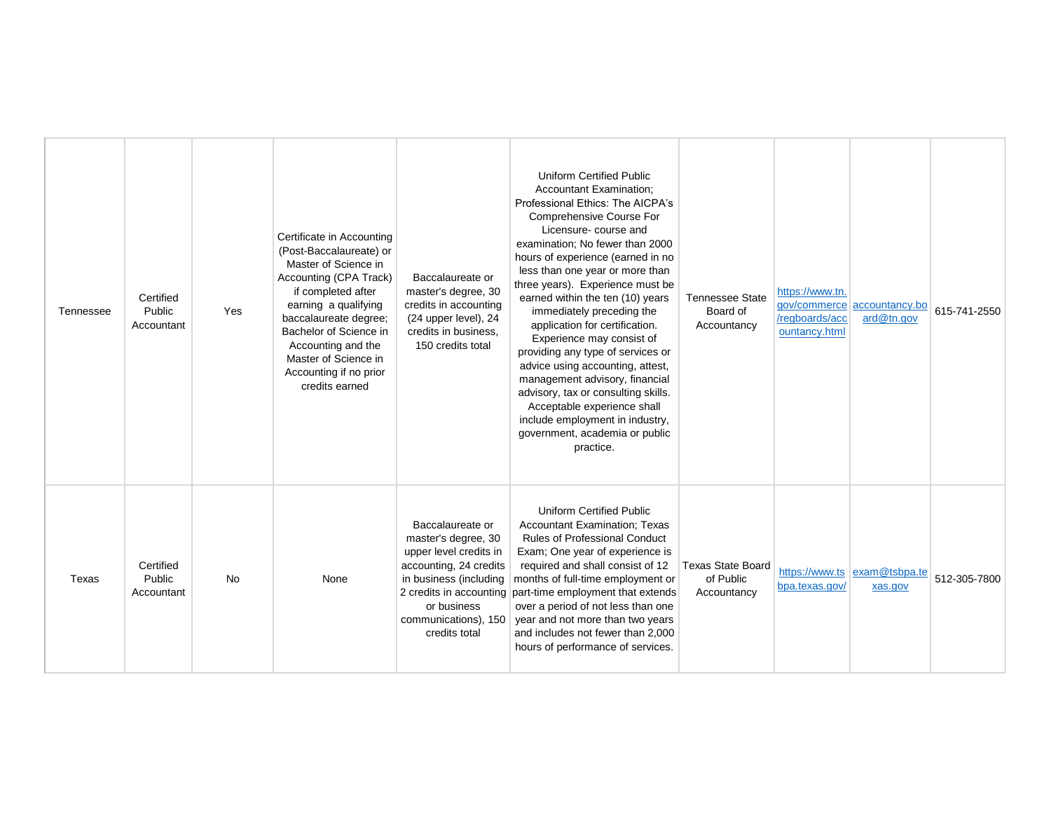| Tennessee | Certified Public Accountant | Yes | Certificate in Accounting (Post-Baccalaureate) or Master of Science in Accounting (CPA Track) if completed after earning a qualifying baccalaureate degree; Bachelor of Science in Accounting and the Master of Science in Accounting if no prior credits earned | Baccalaureate or master's degree, 30 credits in accounting (24 upper level), 24 credits in business, 150 credits total | Uniform Certified Public Accountant Examination; Professional Ethics: The AICPA's Comprehensive Course For Licensure- course and examination; No fewer than 2000 hours of experience (earned in no less than one year or more than three years). Experience must be earned within the ten (10) years immediately preceding the application for certification. Experience may consist of providing any type of services or advice using accounting, attest, management advisory, financial advisory, tax or consulting skills. Acceptable experience shall include employment in industry, government, academia or public practice. | Tennessee State Board of Accountancy | https://www.tn.gov/commerce/regboards/accountancy.html | accountancy.board@tn.gov | 615-741-2550 |
|---|---|---|---|---|---|---|---|---|---|
| Texas | Certified Public Accountant | No | None | Baccalaureate or master's degree, 30 upper level credits in accounting, 24 credits in business (including 2 credits in accounting or business communications), 150 credits total | Uniform Certified Public Accountant Examination; Texas Rules of Professional Conduct Exam; One year of experience is required and shall consist of 12 months of full-time employment or part-time employment that extends over a period of not less than one year and not more than two years and includes not fewer than 2,000 hours of performance of services. | Texas State Board of Public Accountancy | https://www.tsbpa.texas.gov/ | exam@tsbpa.texas.gov | 512-305-7800 |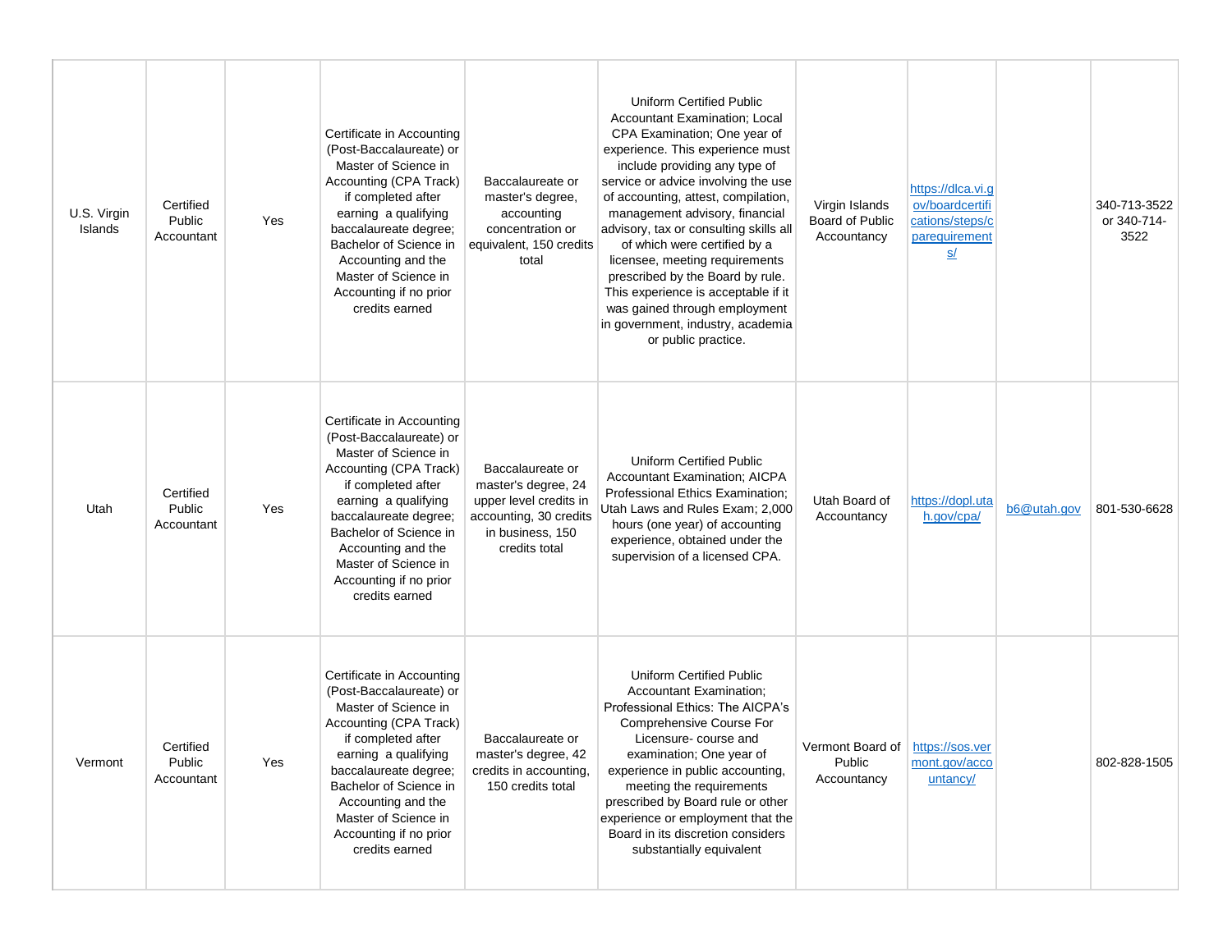| | | | | | | | | | |
|---|---|---|---|---|---|---|---|---|---|
| U.S. Virgin Islands | Certified Public Accountant | Yes | Certificate in Accounting (Post-Baccalaureate) or Master of Science in Accounting (CPA Track) if completed after earning a qualifying baccalaureate degree; Bachelor of Science in Accounting and the Master of Science in Accounting if no prior credits earned | Baccalaureate or master's degree, accounting concentration or equivalent, 150 credits total | Uniform Certified Public Accountant Examination; Local CPA Examination; One year of experience. This experience must include providing any type of service or advice involving the use of accounting, attest, compilation, management advisory, financial advisory, tax or consulting skills all of which were certified by a licensee, meeting requirements prescribed by the Board by rule. This experience is acceptable if it was gained through employment in government, industry, academia or public practice. | Virgin Islands Board of Public Accountancy | https://dlca.vi.gov/boardcertifications/steps/cparequirements/ | | 340-713-3522 or 340-714-3522 |
| Utah | Certified Public Accountant | Yes | Certificate in Accounting (Post-Baccalaureate) or Master of Science in Accounting (CPA Track) if completed after earning a qualifying baccalaureate degree; Bachelor of Science in Accounting and the Master of Science in Accounting if no prior credits earned | Baccalaureate or master's degree, 24 upper level credits in accounting, 30 credits in business, 150 credits total | Uniform Certified Public Accountant Examination; AICPA Professional Ethics Examination; Utah Laws and Rules Exam; 2,000 hours (one year) of accounting experience, obtained under the supervision of a licensed CPA. | Utah Board of Accountancy | https://dopl.utah.gov/cpa/ | b6@utah.gov | 801-530-6628 |
| Vermont | Certified Public Accountant | Yes | Certificate in Accounting (Post-Baccalaureate) or Master of Science in Accounting (CPA Track) if completed after earning a qualifying baccalaureate degree; Bachelor of Science in Accounting and the Master of Science in Accounting if no prior credits earned | Baccalaureate or master's degree, 42 credits in accounting, 150 credits total | Uniform Certified Public Accountant Examination; Professional Ethics: The AICPA's Comprehensive Course For Licensure- course and examination; One year of experience in public accounting, meeting the requirements prescribed by Board rule or other experience or employment that the Board in its discretion considers substantially equivalent | Vermont Board of Public Accountancy | https://sos.vermont.gov/accountancy/ | | 802-828-1505 |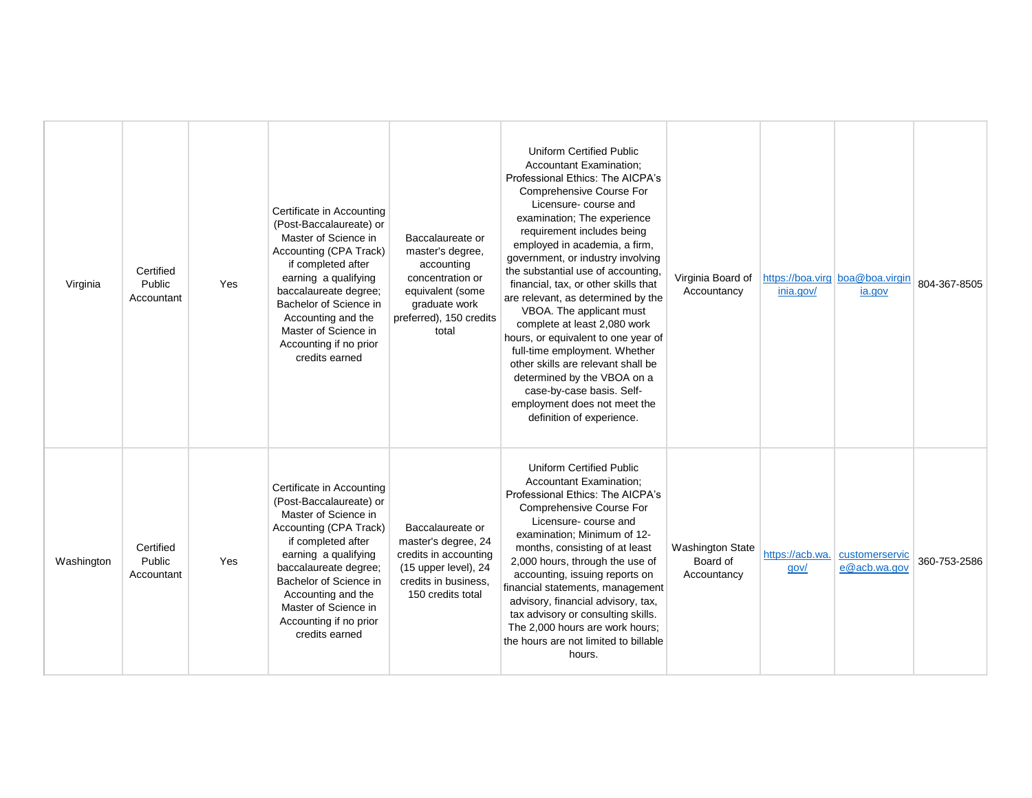| | | | | | | | | | |
|---|---|---|---|---|---|---|---|---|---|
| Virginia | Certified Public Accountant | Yes | Certificate in Accounting (Post-Baccalaureate) or Master of Science in Accounting (CPA Track) if completed after earning a qualifying baccalaureate degree; Bachelor of Science in Accounting and the Master of Science in Accounting if no prior credits earned | Baccalaureate or master's degree, accounting concentration or equivalent (some graduate work preferred), 150 credits total | Uniform Certified Public Accountant Examination; Professional Ethics: The AICPA's Comprehensive Course For Licensure- course and examination; The experience requirement includes being employed in academia, a firm, government, or industry involving the substantial use of accounting, financial, tax, or other skills that are relevant, as determined by the VBOA. The applicant must complete at least 2,080 work hours, or equivalent to one year of full-time employment. Whether other skills are relevant shall be determined by the VBOA on a case-by-case basis. Self-employment does not meet the definition of experience. | Virginia Board of Accountancy | https://boa.virginia.gov/ | boa@boa.virginia.gov | 804-367-8505 |
| Washington | Certified Public Accountant | Yes | Certificate in Accounting (Post-Baccalaureate) or Master of Science in Accounting (CPA Track) if completed after earning a qualifying baccalaureate degree; Bachelor of Science in Accounting and the Master of Science in Accounting if no prior credits earned | Baccalaureate or master's degree, 24 credits in accounting (15 upper level), 24 credits in business, 150 credits total | Uniform Certified Public Accountant Examination; Professional Ethics: The AICPA's Comprehensive Course For Licensure- course and examination; Minimum of 12-months, consisting of at least 2,000 hours, through the use of accounting, issuing reports on financial statements, management advisory, financial advisory, tax, tax advisory or consulting skills. The 2,000 hours are work hours; the hours are not limited to billable hours. | Washington State Board of Accountancy | https://acb.wa.gov/ | customerservice@acb.wa.gov | 360-753-2586 |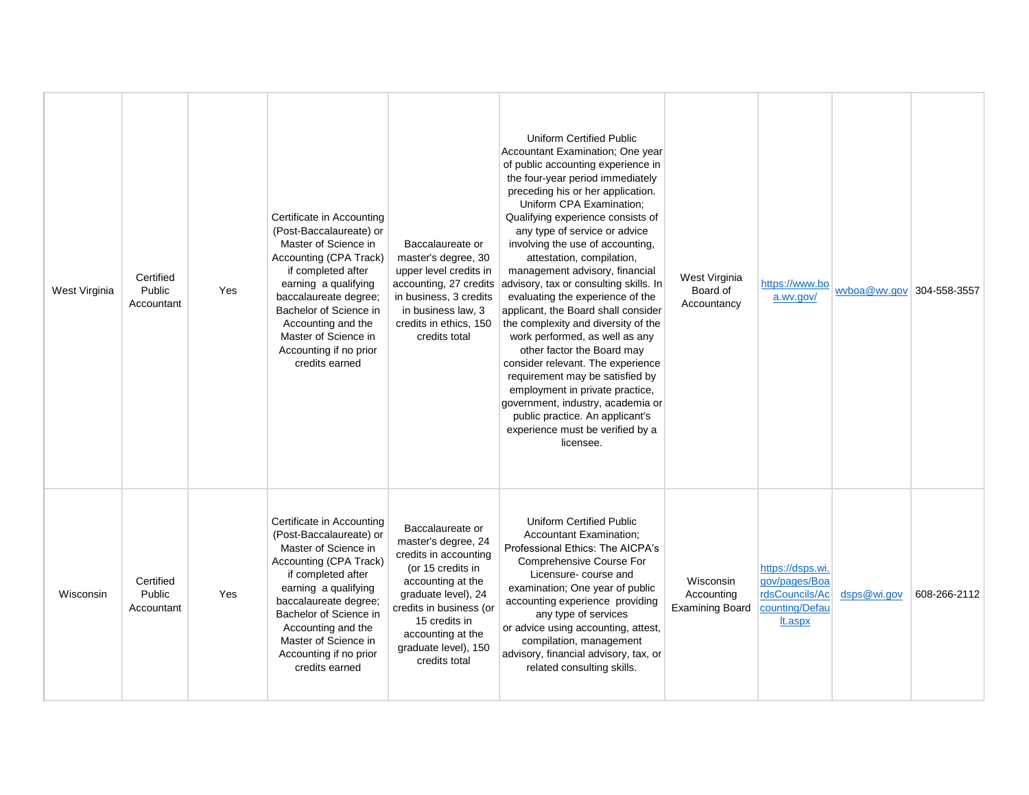| | | | | | | | | | |
|---|---|---|---|---|---|---|---|---|---|
| West Virginia | Certified Public Accountant | Yes | Certificate in Accounting (Post-Baccalaureate) or Master of Science in Accounting (CPA Track) if completed after earning a qualifying baccalaureate degree; Bachelor of Science in Accounting and the Master of Science in Accounting if no prior credits earned | Baccalaureate or master's degree, 30 upper level credits in accounting, 27 credits in business, 3 credits in business law, 3 credits in ethics, 150 credits total | Uniform Certified Public Accountant Examination; One year of public accounting experience in the four-year period immediately preceding his or her application. Uniform CPA Examination; Qualifying experience consists of any type of service or advice involving the use of accounting, attestation, compilation, management advisory, financial advisory, tax or consulting skills. In evaluating the experience of the applicant, the Board shall consider the complexity and diversity of the work performed, as well as any other factor the Board may consider relevant. The experience requirement may be satisfied by employment in private practice, government, industry, academia or public practice. An applicant's experience must be verified by a licensee. | West Virginia Board of Accountancy | https://www.boa.wv.gov/ | wvboa@wv.gov | 304-558-3557 |
| Wisconsin | Certified Public Accountant | Yes | Certificate in Accounting (Post-Baccalaureate) or Master of Science in Accounting (CPA Track) if completed after earning a qualifying baccalaureate degree; Bachelor of Science in Accounting and the Master of Science in Accounting if no prior credits earned | Baccalaureate or master's degree, 24 credits in accounting (or 15 credits in accounting at the graduate level), 24 credits in business (or 15 credits in accounting at the graduate level), 150 credits total | Uniform Certified Public Accountant Examination; Professional Ethics: The AICPA's Comprehensive Course For Licensure- course and examination; One year of public accounting experience providing any type of services or advice using accounting, attest, compilation, management advisory, financial advisory, tax, or related consulting skills. | Wisconsin Accounting Examining Board | https://dsps.wi.gov/pages/BoardsCouncils/Accounting/Default.aspx | dsps@wi.gov | 608-266-2112 |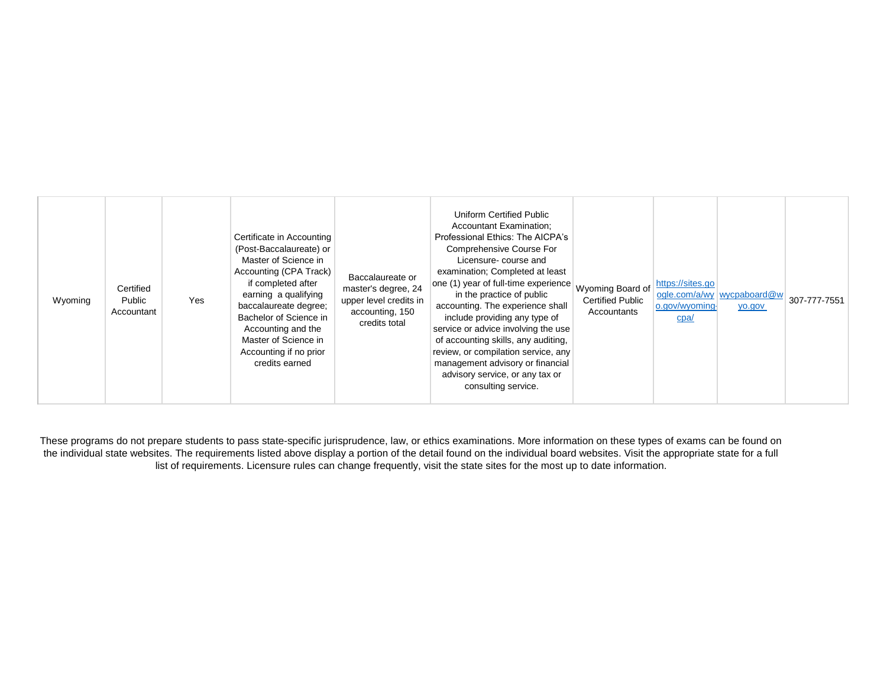| | | | | | | | | | |
|---|---|---|---|---|---|---|---|---|---|
| Wyoming | Certified Public Accountant | Yes | Certificate in Accounting (Post-Baccalaureate) or Master of Science in Accounting (CPA Track) if completed after earning a qualifying baccalaureate degree; Bachelor of Science in Accounting and the Master of Science in Accounting if no prior credits earned | Baccalaureate or master's degree, 24 upper level credits in accounting, 150 credits total | Uniform Certified Public Accountant Examination; Professional Ethics: The AICPA's Comprehensive Course For Licensure- course and examination; Completed at least one (1) year of full-time experience in the practice of public accounting. The experience shall include providing any type of service or advice involving the use of accounting skills, any auditing, review, or compilation service, any management advisory or financial advisory service, or any tax or consulting service. | Wyoming Board of Certified Public Accountants | https://sites.google.com/a/wyo.gov/wyoming-cpa/ | wycpaboard@wyo.gov | 307-777-7551 |

These programs do not prepare students to pass state-specific jurisprudence, law, or ethics examinations. More information on these types of exams can be found on the individual state websites. The requirements listed above display a portion of the detail found on the individual board websites. Visit the appropriate state for a full list of requirements. Licensure rules can change frequently, visit the state sites for the most up to date information.